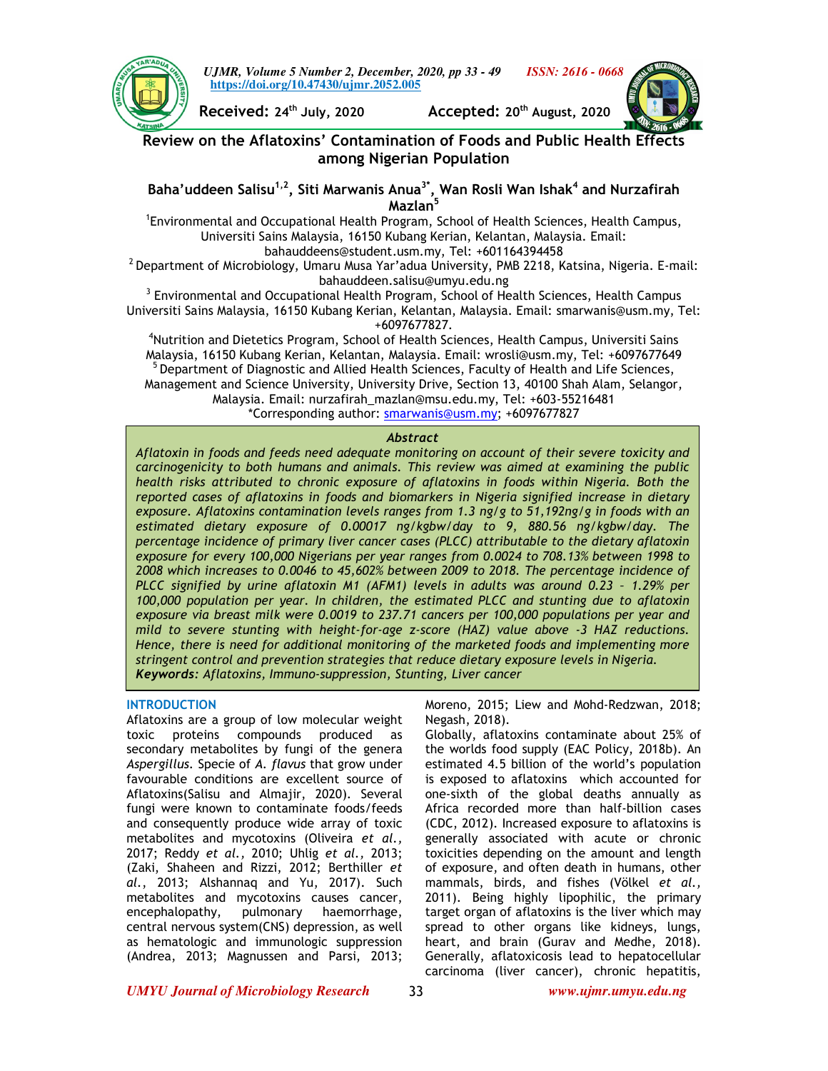Received: 24th July, 2020 Accepted: 20th August, 2020

# Review on the Aflatoxins' Contamination of Foods and Public Health Effects among Nigerian Population

**Baha'uddeen Salisu[1,2], Siti Marwanis Anua[3*], Wan Rosli Wan Ishak[4] and Nurzafirah Mazlan[5]**

[1]Environmental and Occupational Health Program, School of Health Sciences, Health Campus, Universiti Sains Malaysia, 16150 Kubang Kerian, Kelantan, Malaysia. Email: bahauddeens@student.usm.my, Tel: +601164394458

[2] Department of Microbiology, Umaru Musa Yar'adua University, PMB 2218, Katsina, Nigeria. E-mail: bahauddeen.salisu@umyu.edu.ng

[3] Environmental and Occupational Health Program, School of Health Sciences, Health Campus Universiti Sains Malaysia, 16150 Kubang Kerian, Kelantan, Malaysia. Email: smarwanis@usm.my, Tel: +6097677827.

[4]Nutrition and Dietetics Program, School of Health Sciences, Health Campus, Universiti Sains Malaysia, 16150 Kubang Kerian, Kelantan, Malaysia. Email: wrosli@usm.my, Tel: +6097677649

[5] Department of Diagnostic and Allied Health Sciences, Faculty of Health and Life Sciences, Management and Science University, University Drive, Section 13, 40100 Shah Alam, Selangor, Malaysia. Email: nurzafirah_mazlan@msu.edu.my, Tel: +603-55216481

*Corresponding author: smarwanis@usm.my; +6097677827

### Abstract

*Aflatoxin in foods and feeds need adequate monitoring on account of their severe toxicity and carcinogenicity to both humans and animals. This review was aimed at examining the public health risks attributed to chronic exposure of aflatoxins in foods within Nigeria. Both the reported cases of aflatoxins in foods and biomarkers in Nigeria signified increase in dietary exposure. Aflatoxins contamination levels ranges from 1.3 ng/g to 51,192ng/g in foods with an estimated dietary exposure of 0.00017 ng/kgbw/day to 9, 880.56 ng/kgbw/day. The percentage incidence of primary liver cancer cases (PLCC) attributable to the dietary aflatoxin exposure for every 100,000 Nigerians per year ranges from 0.0024 to 708.13% between 1998 to 2008 which increases to 0.0046 to 45,602% between 2009 to 2018. The percentage incidence of PLCC signified by urine aflatoxin M1 (AFM1) levels in adults was around 0.23 – 1.29% per 100,000 population per year. In children, the estimated PLCC and stunting due to aflatoxin exposure via breast milk were 0.0019 to 237.71 cancers per 100,000 populations per year and mild to severe stunting with height-for-age z-score (HAZ) value above -3 HAZ reductions. Hence, there is need for additional monitoring of the marketed foods and implementing more stringent control and prevention strategies that reduce dietary exposure levels in Nigeria.*

***Keywords:*** *Aflatoxins, Immuno-suppression, Stunting, Liver cancer*

## INTRODUCTION

Aflatoxins are a group of low molecular weight toxic proteins compounds produced as secondary metabolites by fungi of the genera *Aspergillus*. Specie of *A. flavus* that grow under favourable conditions are excellent source of Aflatoxins(Salisu and Almajir, 2020). Several fungi were known to contaminate foods/feeds and consequently produce wide array of toxic metabolites and mycotoxins (Oliveira *et al.,* 2017; Reddy *et al.,* 2010; Uhlig *et al.,* 2013; (Zaki, Shaheen and Rizzi, 2012; Berthiller *et al.*, 2013; Alshannaq and Yu, 2017). Such metabolites and mycotoxins causes cancer, encephalopathy, pulmonary haemorrhage, central nervous system(CNS) depression, as well as hematologic and immunologic suppression (Andrea, 2013; Magnussen and Parsi, 2013; Moreno, 2015; Liew and Mohd-Redzwan, 2018; Negash, 2018).

Globally, aflatoxins contaminate about 25% of the worlds food supply (EAC Policy, 2018b). An estimated 4.5 billion of the world's population is exposed to aflatoxins which accounted for one-sixth of the global deaths annually as Africa recorded more than half-billion cases (CDC, 2012). Increased exposure to aflatoxins is generally associated with acute or chronic toxicities depending on the amount and length of exposure, and often death in humans, other mammals, birds, and fishes (Völkel *et al.*, 2011). Being highly lipophilic, the primary target organ of aflatoxins is the liver which may spread to other organs like kidneys, lungs, heart, and brain (Gurav and Medhe, 2018). Generally, aflatoxicosis lead to hepatocellular carcinoma (liver cancer), chronic hepatitis,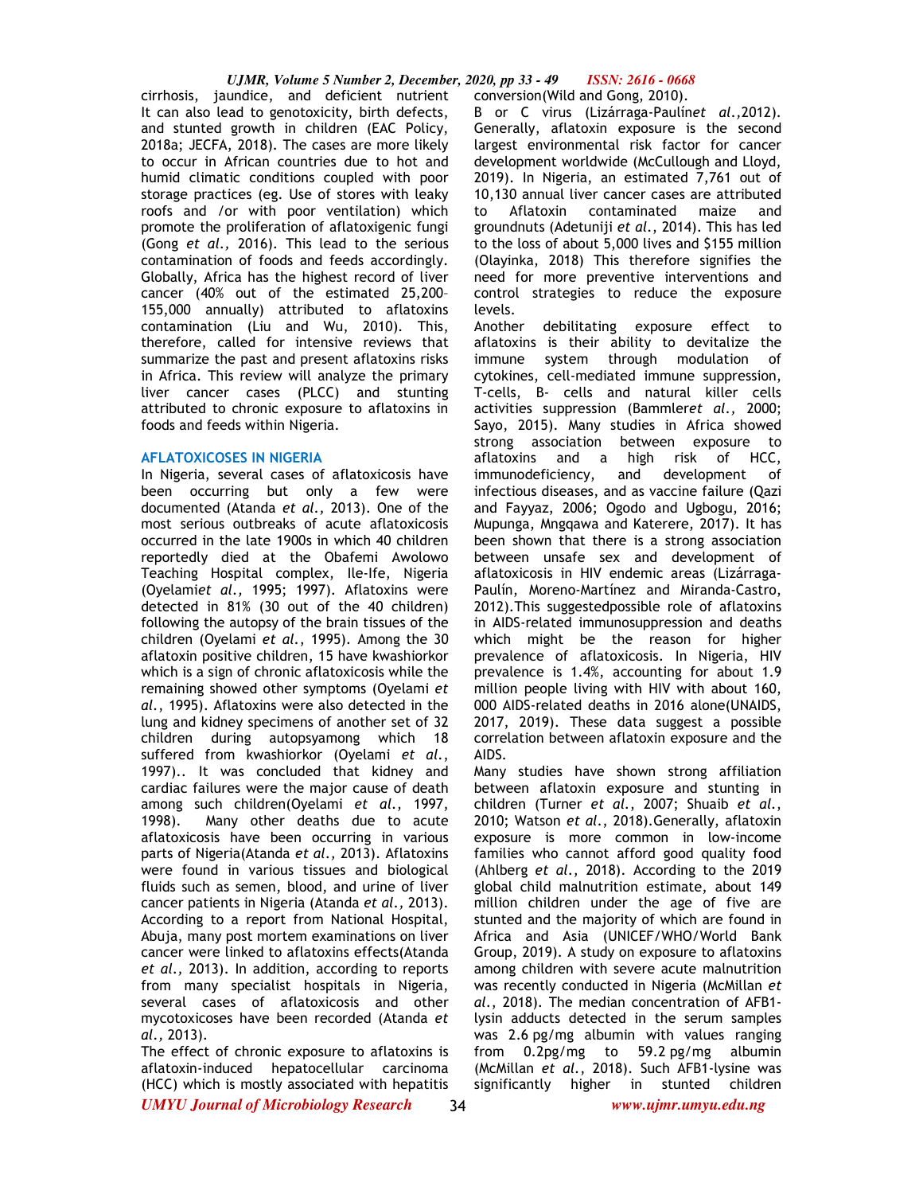cirrhosis, jaundice, and deficient nutrient It can also lead to genotoxicity, birth defects, and stunted growth in children (EAC Policy, 2018a; JECFA, 2018). The cases are more likely to occur in African countries due to hot and humid climatic conditions coupled with poor storage practices (eg. Use of stores with leaky roofs and /or with poor ventilation) which promote the proliferation of aflatoxigenic fungi (Gong *et al.,* 2016). This lead to the serious contamination of foods and feeds accordingly. Globally, Africa has the highest record of liver cancer (40% out of the estimated 25,200–155,000 annually) attributed to aflatoxins contamination (Liu and Wu, 2010). This, therefore, called for intensive reviews that summarize the past and present aflatoxins risks in Africa. This review will analyze the primary liver cancer cases (PLCC) and stunting attributed to chronic exposure to aflatoxins in foods and feeds within Nigeria.

## AFLATOXICOSES IN NIGERIA

In Nigeria, several cases of aflatoxicosis have been occurring but only a few were documented (Atanda *et al.,* 2013). One of the most serious outbreaks of acute aflatoxicosis occurred in the late 1900s in which 40 children reportedly died at the Obafemi Awolowo Teaching Hospital complex, Ile-Ife, Nigeria (Oyelami*et al.,* 1995; 1997). Aflatoxins were detected in 81% (30 out of the 40 children) following the autopsy of the brain tissues of the children (Oyelami *et al.*, 1995). Among the 30 aflatoxin positive children, 15 have kwashiorkor which is a sign of chronic aflatoxicosis while the remaining showed other symptoms (Oyelami *et al.*, 1995). Aflatoxins were also detected in the lung and kidney specimens of another set of 32 children during autopsyamong which 18 suffered from kwashiorkor (Oyelami *et al.*, 1997).. It was concluded that kidney and cardiac failures were the major cause of death among such children(Oyelami *et al.,* 1997, 1998). Many other deaths due to acute aflatoxicosis have been occurring in various parts of Nigeria(Atanda *et al.,* 2013). Aflatoxins were found in various tissues and biological fluids such as semen, blood, and urine of liver cancer patients in Nigeria (Atanda *et al.,* 2013). According to a report from National Hospital, Abuja, many post mortem examinations on liver cancer were linked to aflatoxins effects(Atanda *et al.,* 2013). In addition, according to reports from many specialist hospitals in Nigeria, several cases of aflatoxicosis and other mycotoxicoses have been recorded (Atanda *et al.,* 2013).

The effect of chronic exposure to aflatoxins is aflatoxin-induced hepatocellular carcinoma (HCC) which is mostly associated with hepatitis B or C virus (Lizárraga-Paulín*et al.*,2012). Generally, aflatoxin exposure is the second largest environmental risk factor for cancer development worldwide (McCullough and Lloyd, 2019). In Nigeria, an estimated 7,761 out of 10,130 annual liver cancer cases are attributed to Aflatoxin contaminated maize and groundnuts (Adetuniji *et al.*, 2014). This has led to the loss of about 5,000 lives and $155 million (Olayinka, 2018) This therefore signifies the need for more preventive interventions and control strategies to reduce the exposure levels.

conversion(Wild and Gong, 2010).

Another debilitating exposure effect to aflatoxins is their ability to devitalize the immune system through modulation of cytokines, cell-mediated immune suppression, T-cells, B- cells and natural killer cells activities suppression (Bammler*et al.,* 2000; Sayo, 2015). Many studies in Africa showed strong association between exposure to aflatoxins and a high risk of HCC, immunodeficiency, and development of infectious diseases, and as vaccine failure (Qazi and Fayyaz, 2006; Ogodo and Ugbogu, 2016; Mupunga, Mngqawa and Katerere, 2017). It has been shown that there is a strong association between unsafe sex and development of aflatoxicosis in HIV endemic areas (Lizárraga-Paulín, Moreno-Martínez and Miranda-Castro, 2012).This suggestedpossible role of aflatoxins in AIDS-related immunosuppression and deaths which might be the reason for higher prevalence of aflatoxicosis. In Nigeria, HIV prevalence is 1.4%, accounting for about 1.9 million people living with HIV with about 160, 000 AIDS-related deaths in 2016 alone(UNAIDS, 2017, 2019). These data suggest a possible correlation between aflatoxin exposure and the AIDS.

Many studies have shown strong affiliation between aflatoxin exposure and stunting in children (Turner *et al.*, 2007; Shuaib *et al.*, 2010; Watson *et al*., 2018).Generally, aflatoxin exposure is more common in low-income families who cannot afford good quality food (Ahlberg *et al.*, 2018). According to the 2019 global child malnutrition estimate, about 149 million children under the age of five are stunted and the majority of which are found in Africa and Asia (UNICEF/WHO/World Bank Group, 2019). A study on exposure to aflatoxins among children with severe acute malnutrition was recently conducted in Nigeria (McMillan *et al.*, 2018). The median concentration of AFB1-lysin adducts detected in the serum samples was 2.6 pg/mg albumin with values ranging from 0.2pg/mg to 59.2 pg/mg albumin (McMillan *et al.*, 2018). Such AFB1-lysine was significantly higher in stunted children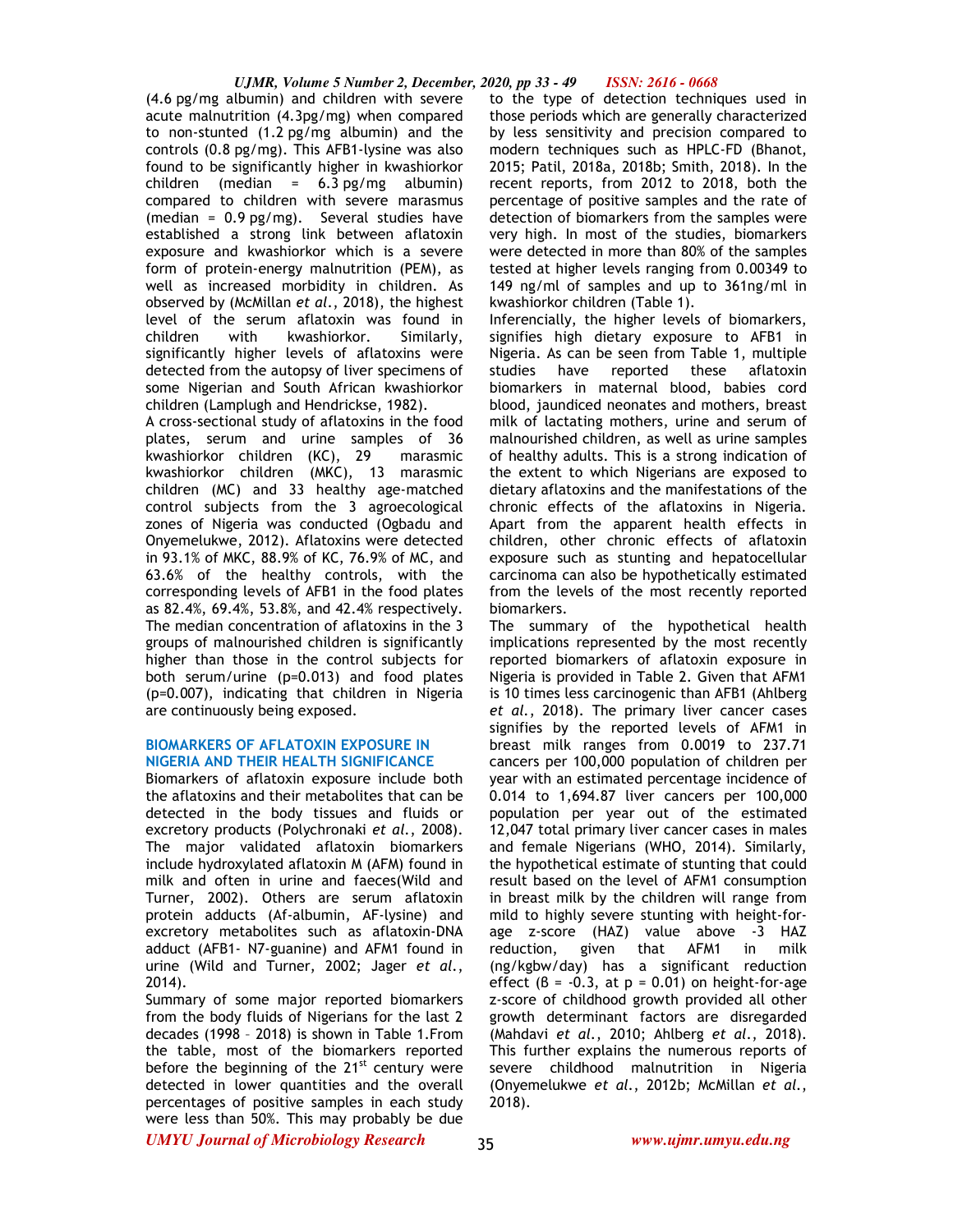(4.6 pg/mg albumin) and children with severe acute malnutrition (4.3pg/mg) when compared to non-stunted (1.2 pg/mg albumin) and the controls (0.8 pg/mg). This AFB1-lysine was also found to be significantly higher in kwashiorkor children (median = 6.3 pg/mg albumin) compared to children with severe marasmus (median = 0.9 pg/mg). Several studies have established a strong link between aflatoxin exposure and kwashiorkor which is a severe form of protein-energy malnutrition (PEM), as well as increased morbidity in children. As observed by (McMillan *et al.*, 2018), the highest level of the serum aflatoxin was found in children with kwashiorkor. Similarly, significantly higher levels of aflatoxins were detected from the autopsy of liver specimens of some Nigerian and South African kwashiorkor children (Lamplugh and Hendrickse, 1982).

A cross-sectional study of aflatoxins in the food plates, serum and urine samples of 36 kwashiorkor children (KC), 29 marasmic kwashiorkor children (MKC), 13 marasmic children (MC) and 33 healthy age-matched control subjects from the 3 agroecological zones of Nigeria was conducted (Ogbadu and Onyemelukwe, 2012). Aflatoxins were detected in 93.1% of MKC, 88.9% of KC, 76.9% of MC, and 63.6% of the healthy controls, with the corresponding levels of AFB1 in the food plates as 82.4%, 69.4%, 53.8%, and 42.4% respectively. The median concentration of aflatoxins in the 3 groups of malnourished children is significantly higher than those in the control subjects for both serum/urine ($p=0.013$) and food plates ($p=0.007$), indicating that children in Nigeria are continuously being exposed.

## BIOMARKERS OF AFLATOXIN EXPOSURE IN NIGERIA AND THEIR HEALTH SIGNIFICANCE

Biomarkers of aflatoxin exposure include both the aflatoxins and their metabolites that can be detected in the body tissues and fluids or excretory products (Polychronaki *et al.*, 2008). The major validated aflatoxin biomarkers include hydroxylated aflatoxin M (AFM) found in milk and often in urine and faeces(Wild and Turner, 2002). Others are serum aflatoxin protein adducts (Af-albumin, AF-lysine) and excretory metabolites such as aflatoxin-DNA adduct (AFB1- N7-guanine) and AFM1 found in urine (Wild and Turner, 2002; Jager *et al.*, 2014).

Summary of some major reported biomarkers from the body fluids of Nigerians for the last 2 decades (1998 – 2018) is shown in Table 1.From the table, most of the biomarkers reported before the beginning of the 21st century were detected in lower quantities and the overall percentages of positive samples in each study were less than 50%. This may probably be due to the type of detection techniques used in those periods which are generally characterized by less sensitivity and precision compared to modern techniques such as HPLC-FD (Bhanot, 2015; Patil, 2018a, 2018b; Smith, 2018). In the recent reports, from 2012 to 2018, both the percentage of positive samples and the rate of detection of biomarkers from the samples were very high. In most of the studies, biomarkers were detected in more than 80% of the samples tested at higher levels ranging from 0.00349 to 149 ng/ml of samples and up to 361ng/ml in kwashiorkor children (Table 1).

Inferencially, the higher levels of biomarkers, signifies high dietary exposure to AFB1 in Nigeria. As can be seen from Table 1, multiple studies have reported these aflatoxin biomarkers in maternal blood, babies cord blood, jaundiced neonates and mothers, breast milk of lactating mothers, urine and serum of malnourished children, as well as urine samples of healthy adults. This is a strong indication of the extent to which Nigerians are exposed to dietary aflatoxins and the manifestations of the chronic effects of the aflatoxins in Nigeria. Apart from the apparent health effects in children, other chronic effects of aflatoxin exposure such as stunting and hepatocellular carcinoma can also be hypothetically estimated from the levels of the most recently reported biomarkers.

The summary of the hypothetical health implications represented by the most recently reported biomarkers of aflatoxin exposure in Nigeria is provided in Table 2. Given that AFM1 is 10 times less carcinogenic than AFB1 (Ahlberg *et al.*, 2018). The primary liver cancer cases signifies by the reported levels of AFM1 in breast milk ranges from 0.0019 to 237.71 cancers per 100,000 population of children per year with an estimated percentage incidence of 0.014 to 1,694.87 liver cancers per 100,000 population per year out of the estimated 12,047 total primary liver cancer cases in males and female Nigerians (WHO, 2014). Similarly, the hypothetical estimate of stunting that could result based on the level of AFM1 consumption in breast milk by the children will range from mild to highly severe stunting with height-for-age z-score (HAZ) value above -3 HAZ reduction, given that AFM1 in milk (ng/kgbw/day) has a significant reduction effect ($\beta = -0.3$, at $p = 0.01$) on height-for-age z-score of childhood growth provided all other growth determinant factors are disregarded (Mahdavi *et al.*, 2010; Ahlberg *et al.*, 2018). This further explains the numerous reports of severe childhood malnutrition in Nigeria (Onyemelukwe *et al.*, 2012b; McMillan *et al.*, 2018).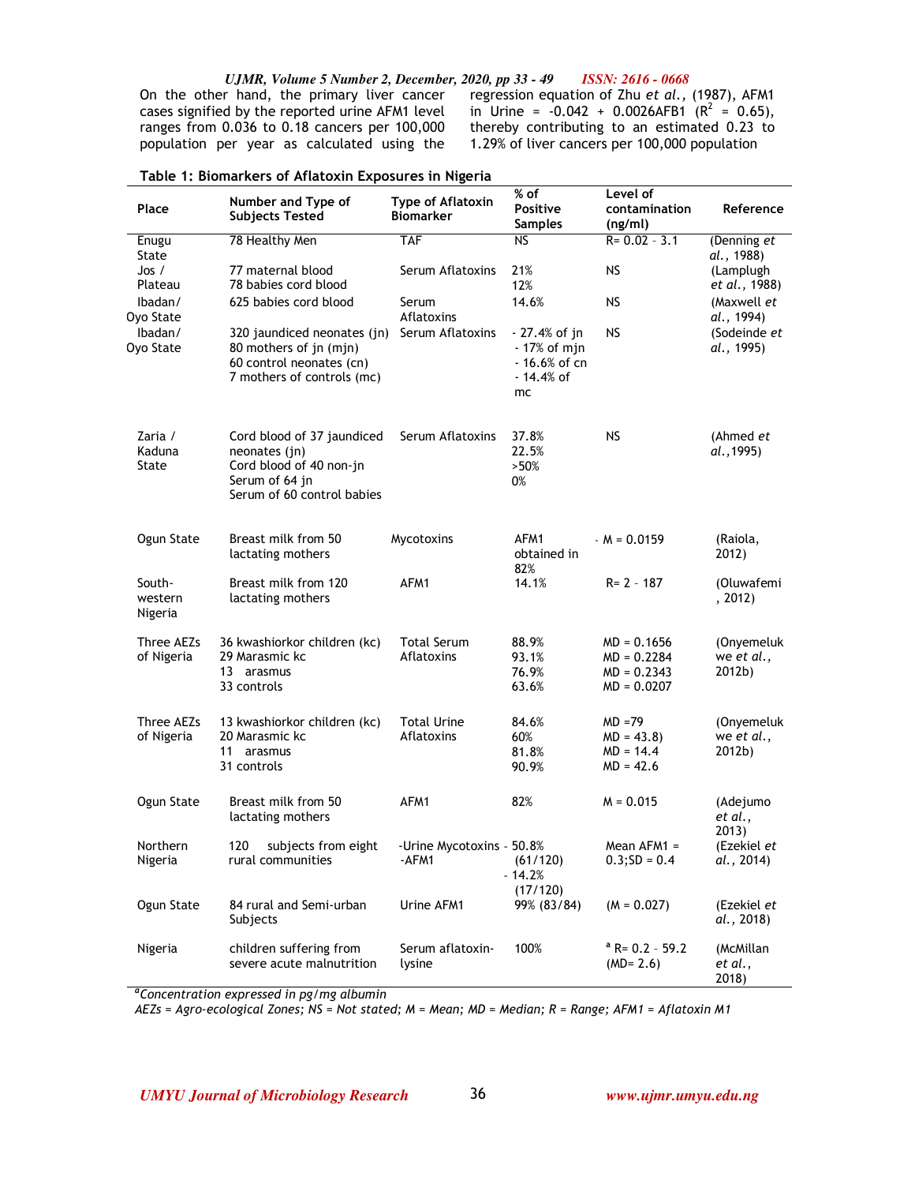On the other hand, the primary liver cancer cases signified by the reported urine AFM1 level ranges from 0.036 to 0.18 cancers per 100,000 population per year as calculated using the regression equation of Zhu *et al.*, (1987), AFM1 in Urine = -0.042 + 0.0026AFB1 ($R^2$ = 0.65), thereby contributing to an estimated 0.23 to 1.29% of liver cancers per 100,000 population

**Table 1: Biomarkers of Aflatoxin Exposures in Nigeria**

| Place | Number and Type of Subjects Tested | Type of Aflatoxin Biomarker | % of Positive Samples | Level of contamination (ng/ml) | Reference |
|---|---|---|---|---|---|
| Enugu State | 78 Healthy Men | TAF | NS | R= 0.02 - 3.1 | (Denning *et al.*, 1988) |
| Jos / Plateau | 77 maternal blood<br>78 babies cord blood | Serum Aflatoxins | 21%<br>12% | NS | (Lamplugh *et al.*, 1988) |
| Ibadan/ Oyo State | 625 babies cord blood | Serum Aflatoxins | 14.6% | NS | (Maxwell *et al.*, 1994) |
| Ibadan/ Oyo State | 320 jaundiced neonates (jn)<br>80 mothers of jn (mjn)<br>60 control neonates (cn)<br>7 mothers of controls (mc) | Serum Aflatoxins | - 27.4% of jn<br>- 17% of mjn<br>- 16.6% of cn<br>- 14.4% of mc | NS | (Sodeinde *et al.*, 1995) |
| Zaria / Kaduna State | Cord blood of 37 jaundiced neonates (jn)<br>Cord blood of 40 non-jn<br>Serum of 64 jn<br>Serum of 60 control babies | Serum Aflatoxins | 37.8%<br>22.5%<br>>50%<br>0% | NS | (Ahmed *et al.*,1995) |
| Ogun State | Breast milk from 50 lactating mothers | Mycotoxins | AFM1 obtained in 82% | - M = 0.0159 | (Raiola, 2012) |
| South-western Nigeria | Breast milk from 120 lactating mothers | AFM1 | 14.1% | R= 2 - 187 | (Oluwafemi , 2012) |
| Three AEZs of Nigeria | 36 kwashiorkor children (kc)<br>29 Marasmic kc<br>13 arasmus<br>33 controls | Total Serum Aflatoxins | 88.9%<br>93.1%<br>76.9%<br>63.6% | MD = 0.1656<br>MD = 0.2284<br>MD = 0.2343<br>MD = 0.0207 | (Onyemeluk we *et al.*, 2012b) |
| Three AEZs of Nigeria | 13 kwashiorkor children (kc)<br>20 Marasmic kc<br>11 arasmus<br>31 controls | Total Urine Aflatoxins | 84.6%<br>60%<br>81.8%<br>90.9% | MD =79<br>MD = 43.8)<br>MD = 14.4<br>MD = 42.6 | (Onyemeluk we *et al.*, 2012b) |
| Ogun State | Breast milk from 50 lactating mothers | AFM1 | 82% | M = 0.015 | (Adejumo *et al.*, 2013) |
| Northern Nigeria | 120 subjects from eight rural communities | -Urine Mycotoxins<br>-AFM1 | - 50.8% (61/120)<br>- 14.2% (17/120) | Mean AFM1 = 0.3;SD = 0.4 | (Ezekiel *et al.*, 2014) |
| Ogun State | 84 rural and Semi-urban Subjects | Urine AFM1 | 99% (83/84) | (M = 0.027) | (Ezekiel *et al.*, 2018) |
| Nigeria | children suffering from severe acute malnutrition | Serum aflatoxin-lysine | 100% | [a] R= 0.2 - 59.2 (MD= 2.6) | (McMillan *et al.*, 2018) |

[a]*Concentration expressed in pg/mg albumin*

*AEZs = Agro-ecological Zones; NS = Not stated; M = Mean; MD = Median; R = Range; AFM1 = Aflatoxin M1*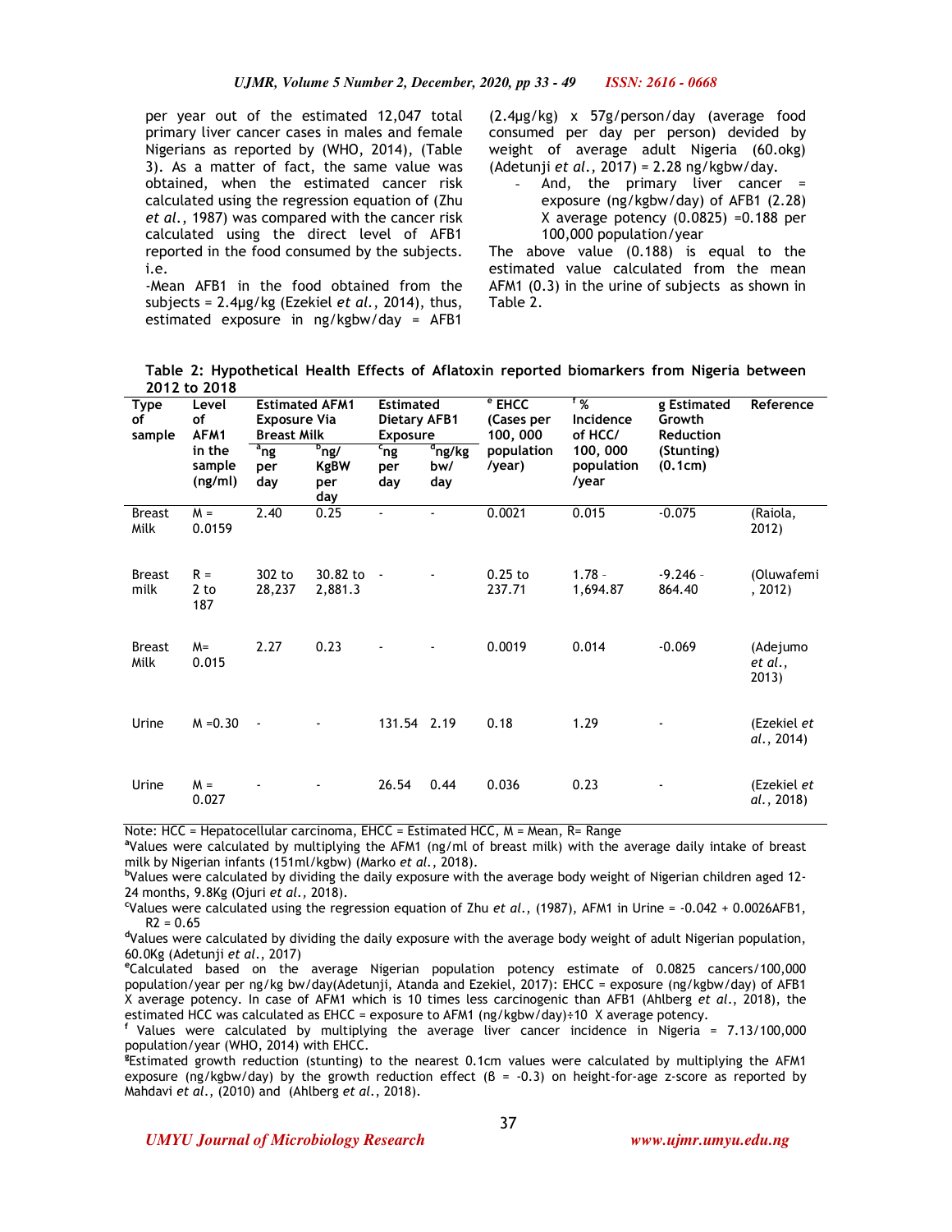per year out of the estimated 12,047 total primary liver cancer cases in males and female Nigerians as reported by (WHO, 2014), (Table 3). As a matter of fact, the same value was obtained, when the estimated cancer risk calculated using the regression equation of (Zhu *et al.*, 1987) was compared with the cancer risk calculated using the direct level of AFB1 reported in the food consumed by the subjects. i.e.

-Mean AFB1 in the food obtained from the subjects = 2.4µg/kg (Ezekiel *et al.*, 2014), thus, estimated exposure in ng/kgbw/day = AFB1 (2.4µg/kg) x 57g/person/day (average food consumed per day per person) devided by weight of average adult Nigeria (60.okg) (Adetunji *et al.*, 2017) = 2.28 ng/kgbw/day.

- And, the primary liver cancer = exposure (ng/kgbw/day) of AFB1 (2.28) X average potency (0.0825) =0.188 per 100,000 population/year

The above value (0.188) is equal to the estimated value calculated from the mean AFM1 (0.3) in the urine of subjects as shown in Table 2.

**Table 2: Hypothetical Health Effects of Aflatoxin reported biomarkers from Nigeria between 2012 to 2018**

| Type of sample | Level of AFM1 in the sample (ng/ml) | Estimated AFM1 Exposure Via Breast Milk | | Estimated Dietary AFB1 Exposure | | [e] EHCC (Cases per 100, 000 population /year) | [f] % Incidence of HCC/ 100, 000 population /year | [g] Estimated Growth Reduction (Stunting) (0.1cm) | Reference |
|---|---|---|---|---|---|---|---|---|---|
| | | [a] ng per day | [b] ng/ KgBW per day | [c] ng per day | [d] ng/kg bw/ day | | | | |
| Breast Milk | M = 0.0159 | 2.40 | 0.25 | - | - | 0.0021 | 0.015 | -0.075 | (Raiola, 2012) |
| Breast milk | R = 2 to 187 | 302 to 28,237 | 30.82 to 2,881.3 | - | - | 0.25 to 237.71 | 1.78 - 1,694.87 | -9.246 - 864.40 | (Oluwafemi, 2012) |
| Breast Milk | M= 0.015 | 2.27 | 0.23 | - | - | 0.0019 | 0.014 | -0.069 | (Adejumo *et al.*, 2013) |
| Urine | M =0.30 | - | - | 131.54 | 2.19 | 0.18 | 1.29 | - | (Ezekiel *et al.*, 2014) |
| Urine | M = 0.027 | - | - | 26.54 | 0.44 | 0.036 | 0.23 | - | (Ezekiel *et al.*, 2018) |

Note: HCC = Hepatocellular carcinoma, EHCC = Estimated HCC, M = Mean, R= Range

[a]Values were calculated by multiplying the AFM1 (ng/ml of breast milk) with the average daily intake of breast milk by Nigerian infants (151ml/kgbw) (Marko *et al.*, 2018).

[b]Values were calculated by dividing the daily exposure with the average body weight of Nigerian children aged 12-24 months, 9.8Kg (Ojuri *et al.*, 2018).

[c]Values were calculated using the regression equation of Zhu *et al.*, (1987), AFM1 in Urine = -0.042 + 0.0026AFB1, $R^2 = 0.65$

[d]Values were calculated by dividing the daily exposure with the average body weight of adult Nigerian population, 60.0Kg (Adetunji *et al.*, 2017)

[e]Calculated based on the average Nigerian population potency estimate of 0.0825 cancers/100,000 population/year per ng/kg bw/day(Adetunji, Atanda and Ezekiel, 2017): EHCC = exposure (ng/kgbw/day) of AFB1 X average potency. In case of AFM1 which is 10 times less carcinogenic than AFB1 (Ahlberg *et al.*, 2018), the estimated HCC was calculated as EHCC = exposure to AFM1 (ng/kgbw/day)÷10 X average potency.

[f] Values were calculated by multiplying the average liver cancer incidence in Nigeria = 7.13/100,000 population/year (WHO, 2014) with EHCC.

[g]Estimated growth reduction (stunting) to the nearest 0.1cm values were calculated by multiplying the AFM1 exposure (ng/kgbw/day) by the growth reduction effect ($\beta = -0.3$) on height-for-age z-score as reported by Mahdavi *et al.*, (2010) and (Ahlberg *et al.*, 2018).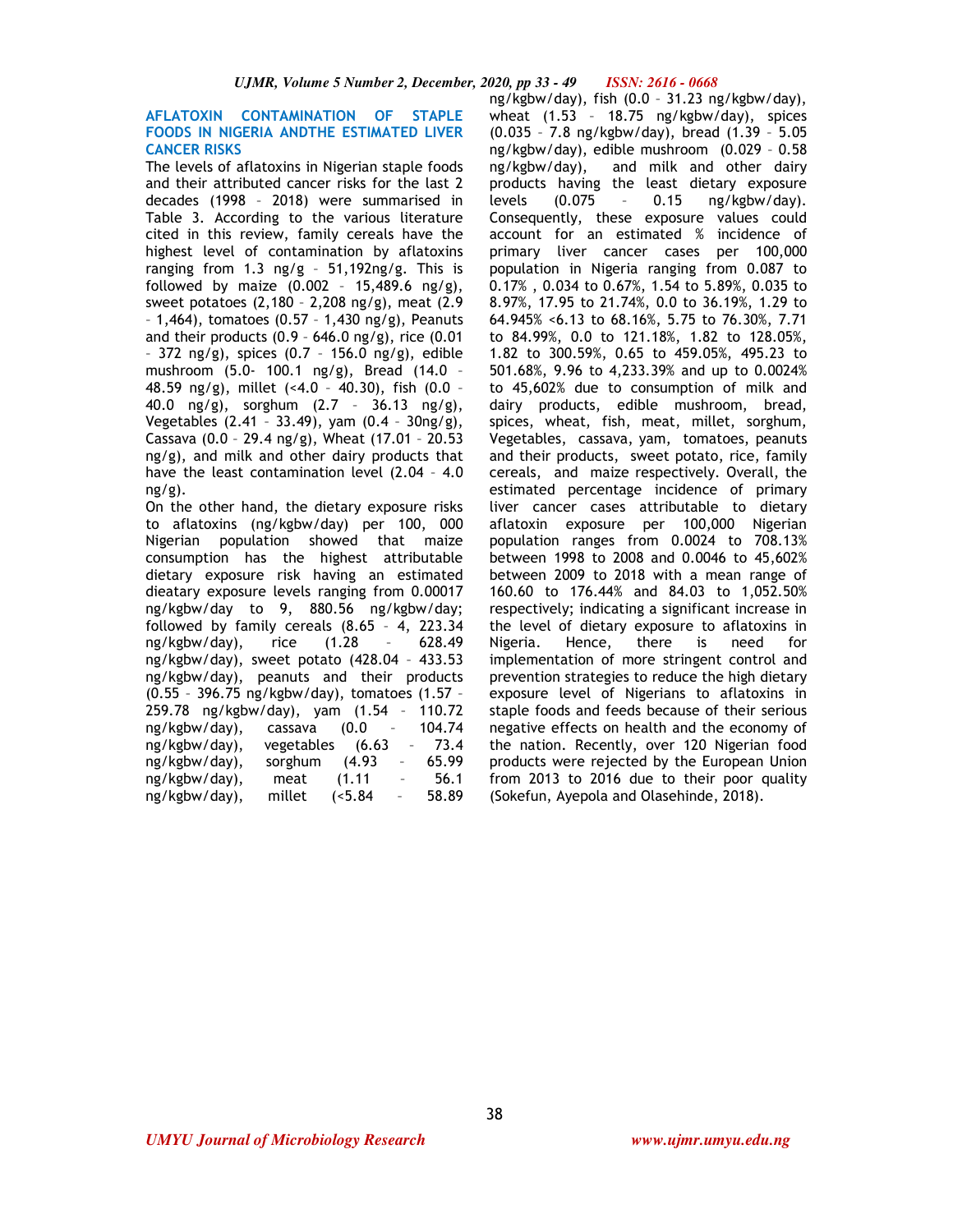### AFLATOXIN CONTAMINATION OF STAPLE FOODS IN NIGERIA ANDTHE ESTIMATED LIVER CANCER RISKS

The levels of aflatoxins in Nigerian staple foods and their attributed cancer risks for the last 2 decades (1998 – 2018) were summarised in Table 3. According to the various literature cited in this review, family cereals have the highest level of contamination by aflatoxins ranging from 1.3 ng/g – 51,192ng/g. This is followed by maize (0.002 – 15,489.6 ng/g), sweet potatoes (2,180 – 2,208 ng/g), meat (2.9 – 1,464), tomatoes (0.57 – 1,430 ng/g), Peanuts and their products (0.9 – 646.0 ng/g), rice (0.01 – 372 ng/g), spices (0.7 – 156.0 ng/g), edible mushroom (5.0- 100.1 ng/g), Bread (14.0 – 48.59 ng/g), millet (<4.0 – 40.30), fish (0.0 – 40.0 ng/g), sorghum (2.7 – 36.13 ng/g), Vegetables (2.41 – 33.49), yam (0.4 – 30ng/g), Cassava (0.0 – 29.4 ng/g), Wheat (17.01 – 20.53 ng/g), and milk and other dairy products that have the least contamination level (2.04 – 4.0 ng/g).

On the other hand, the dietary exposure risks to aflatoxins (ng/kgbw/day) per 100, 000 Nigerian population showed that maize consumption has the highest attributable dietary exposure risk having an estimated dieatary exposure levels ranging from 0.00017 ng/kgbw/day to 9, 880.56 ng/kgbw/day; followed by family cereals (8.65 – 4, 223.34 ng/kgbw/day), rice (1.28 – 628.49 ng/kgbw/day), sweet potato (428.04 – 433.53 ng/kgbw/day), peanuts and their products (0.55 – 396.75 ng/kgbw/day), tomatoes (1.57 – 259.78 ng/kgbw/day), yam (1.54 – 110.72 ng/kgbw/day), cassava (0.0 – 104.74 ng/kgbw/day), vegetables (6.63 – 73.4 ng/kgbw/day), sorghum (4.93 – 65.99 ng/kgbw/day), meat (1.11 – 56.1 ng/kgbw/day), millet (<5.84 – 58.89 ng/kgbw/day), fish (0.0 – 31.23 ng/kgbw/day), wheat (1.53 – 18.75 ng/kgbw/day), spices (0.035 – 7.8 ng/kgbw/day), bread (1.39 – 5.05 ng/kgbw/day), edible mushroom (0.029 – 0.58 ng/kgbw/day), and milk and other dairy products having the least dietary exposure levels (0.075 – 0.15 ng/kgbw/day). Consequently, these exposure values could account for an estimated % incidence of primary liver cancer cases per 100,000 population in Nigeria ranging from 0.087 to 0.17% , 0.034 to 0.67%, 1.54 to 5.89%, 0.035 to 8.97%, 17.95 to 21.74%, 0.0 to 36.19%, 1.29 to 64.945% <6.13 to 68.16%, 5.75 to 76.30%, 7.71 to 84.99%, 0.0 to 121.18%, 1.82 to 128.05%, 1.82 to 300.59%, 0.65 to 459.05%, 495.23 to 501.68%, 9.96 to 4,233.39% and up to 0.0024% to 45,602% due to consumption of milk and dairy products, edible mushroom, bread, spices, wheat, fish, meat, millet, sorghum, Vegetables, cassava, yam, tomatoes, peanuts and their products, sweet potato, rice, family cereals, and maize respectively. Overall, the estimated percentage incidence of primary liver cancer cases attributable to dietary aflatoxin exposure per 100,000 Nigerian population ranges from 0.0024 to 708.13% between 1998 to 2008 and 0.0046 to 45,602% between 2009 to 2018 with a mean range of 160.60 to 176.44% and 84.03 to 1,052.50% respectively; indicating a significant increase in the level of dietary exposure to aflatoxins in Nigeria. Hence, there is need for implementation of more stringent control and prevention strategies to reduce the high dietary exposure level of Nigerians to aflatoxins in staple foods and feeds because of their serious negative effects on health and the economy of the nation. Recently, over 120 Nigerian food products were rejected by the European Union from 2013 to 2016 due to their poor quality (Sokefun, Ayepola and Olasehinde, 2018).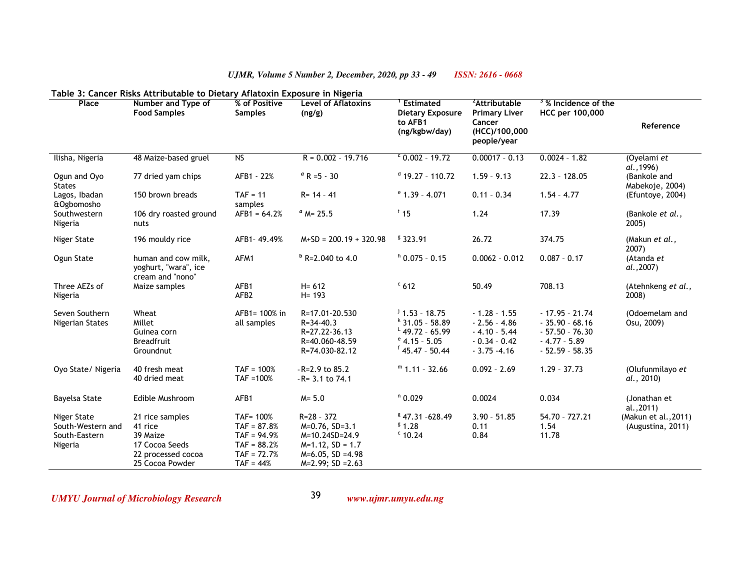**Table 3: Cancer Risks Attributable to Dietary Aflatoxin Exposure in Nigeria**

| Place | Number and Type of Food Samples | % of Positive Samples | Level of Aflatoxins (ng/g) | [1] Estimated Dietary Exposure to AFB1 (ng/kgbw/day) | [2]Attributable Primary Liver Cancer (HCC)/100,000 people/year | [3] % Incidence of the HCC per 100,000 | Reference |
|---|---|---|---|---|---|---|---|
| Ilisha, Nigeria | 48 Maize-based gruel | NS | R = 0.002 - 19.716 | [c] 0.002 - 19.72 | 0.00017 - 0.13 | 0.0024 - 1.82 | (Oyelami *et al.*,1996) |
| Ogun and Oyo States | 77 dried yam chips | AFB1 - 22% | [a] R =5 - 30 | [d] 19.27 - 110.72 | 1.59 - 9.13 | 22.3 - 128.05 | (Bankole and Mabekoje, 2004) |
| Lagos, Ibadan &Ogbomosho | 150 brown breads | TAF = 11 samples | R= 14 - 41 | [e] 1.39 - 4.071 | 0.11 - 0.34 | 1.54 - 4.77 | (Efuntoye, 2004) |
| Southwestern Nigeria | 106 dry roasted ground nuts | AFB1 = 64.2% | [a] M= 25.5 | [f] 15 | 1.24 | 17.39 | (Bankole *et al.*, 2005) |
| Niger State | 196 mouldy rice | AFB1- 49.49% | M+SD = 200.19 + 320.98 | [g] 323.91 | 26.72 | 374.75 | (Makun *et al.*, 2007) |
| Ogun State | human and cow milk, yoghurt, "wara", ice cream and "nono" | AFM1 | [b] R=2.040 to 4.0 | [h] 0.075 - 0.15 | 0.0062 - 0.012 | 0.087 - 0.17 | (Atanda *et al.*,2007) |
| Three AEZs of Nigeria | Maize samples | AFB1<br>AFB2 | H= 612<br>H= 193 | [c] 612 | 50.49 | 708.13 | (Atehnkeng *et al.*, 2008) |
| Seven Southern Nigerian States | Wheat<br>Millet<br>Guinea corn<br>Breadfruit<br>Groundnut | AFB1= 100% in all samples | R=17.01-20.530<br>R=34-40.3<br>R=27.22-36.13<br>R=40.060-48.59<br>R=74.030-82.12 | [J] 1.53 - 18.75<br>[k] 31.05 - 58.89<br>[L] 49.72 - 65.99<br>[e] 4.15 - 5.05<br>[f] 45.47 - 50.44 | - 1.28 - 1.55<br>- 2.56 - 4.86<br>- 4.10 - 5.44<br>- 0.34 - 0.42<br>- 3.75 -4.16 | - 17.95 - 21.74<br>- 35.90 - 68.16<br>- 57.50 - 76.30<br>- 4.77 - 5.89<br>- 52.59 - 58.35 | (Odoemelam and Osu, 2009) |
| Oyo State/ Nigeria | 40 fresh meat<br>40 dried meat | TAF = 100%<br>TAF =100% | -R=2.9 to 85.2<br>-R= 3.1 to 74.1 | [m] 1.11 - 32.66 | 0.092 - 2.69 | 1.29 - 37.73 | (Olufunmilayo *et al.*, 2010) |
| Bayelsa State | Edible Mushroom | AFB1 | M= 5.0 | [n] 0.029 | 0.0024 | 0.034 | (Jonathan et al.,2011) |
| Niger State<br>South-Western and South-Eastern Nigeria | 21 rice samples<br>41 rice<br>39 Maize<br>17 Cocoa Seeds<br>22 processed cocoa<br>25 Cocoa Powder | TAF= 100%<br>TAF = 87.8%<br>TAF = 94.9%<br>TAF = 88.2%<br>TAF = 72.7%<br>TAF = 44% | R=28 - 372<br>M=0.76, SD=3.1<br>M=10.24SD=24.9<br>M=1.12, SD = 1.7<br>M=6.05, SD =4.98<br>M=2.99; SD =2.63 | [g] 47.31 -628.49<br>[g] 1.28<br>[c] 10.24 | 3.90 - 51.85<br>0.11<br>0.84 | 54.70 - 727.21<br>1.54<br>11.78 | (Makun et al.,2011)<br>(Augustina, 2011) |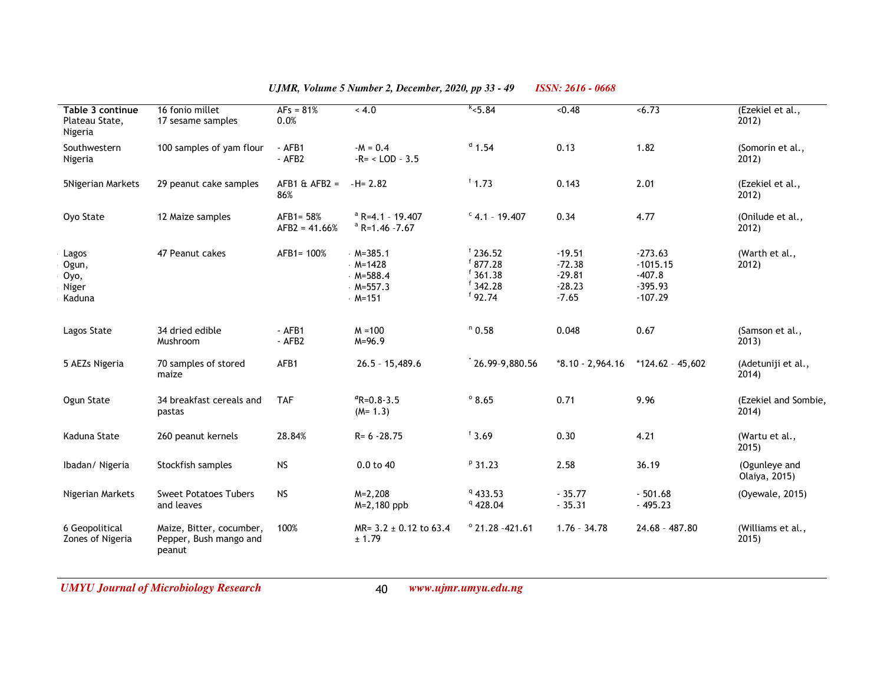| Table 3 continue Plateau State, Nigeria | 16 fonio millet 17 sesame samples | AFs = 81% 0.0% | < 4.0 | [k]<5.84 | <0.48 | <6.73 | (Ezekiel et al., 2012) |
|---|---|---|---|---|---|---|---|
| Southwestern Nigeria | 100 samples of yam flour | - AFB1 - AFB2 | -M = 0.4 -R= < LOD - 3.5 | [d] 1.54 | 0.13 | 1.82 | (Somorin et al., 2012) |
| 5Nigerian Markets | 29 peanut cake samples | AFB1 & AFB2 = 86% | -H= 2.82 | [f] 1.73 | 0.143 | 2.01 | (Ezekiel et al., 2012) |
| Oyo State | 12 Maize samples | AFB1= 58% AFB2 = 41.66% | [a] R=4.1 - 19.407 [a] R=1.46 -7.67 | [c] 4.1 - 19.407 | 0.34 | 4.77 | (Onilude et al., 2012) |
| Lagos Ogun, Oyo, Niger Kaduna | 47 Peanut cakes | AFB1= 100% | M=385.1 M=1428 M=588.4 M=557.3 M=151 | [f] 236.52 [f] 877.28 [f] 361.38 [f] 342.28 [f] 92.74 | -19.51 -72.38 -29.81 -28.23 -7.65 | -273.63 -1015.15 -407.8 -395.93 -107.29 | (Warth et al., 2012) |
| Lagos State | 34 dried edible Mushroom | - AFB1 - AFB2 | M =100 M=96.9 | [n] 0.58 | 0.048 | 0.67 | (Samson et al., 2013) |
| 5 AEZs Nigeria | 70 samples of stored maize | AFB1 | 26.5 - 15,489.6 | [*] 26.99-9,880.56 | *8.10 - 2,964.16 | *124.62 - 45,602 | (Adetuniji et al., 2014) |
| Ogun State | 34 breakfast cereals and pastas | TAF | [a]R=0.8-3.5 (M= 1.3) | [o] 8.65 | 0.71 | 9.96 | (Ezekiel and Sombie, 2014) |
| Kaduna State | 260 peanut kernels | 28.84% | R= 6 -28.75 | [f] 3.69 | 0.30 | 4.21 | (Wartu et al., 2015) |
| Ibadan/ Nigeria | Stockfish samples | NS | 0.0 to 40 | [p] 31.23 | 2.58 | 36.19 | (Ogunleye and Olaiya, 2015) |
| Nigerian Markets | Sweet Potatoes Tubers and leaves | NS | M=2,208 M=2,180 ppb | [q] 433.53 [q] 428.04 | - 35.77 - 35.31 | - 501.68 - 495.23 | (Oyewale, 2015) |
| 6 Geopolitical Zones of Nigeria | Maize, Bitter, cocumber, Pepper, Bush mango and peanut | 100% | MR= 3.2 ± 0.12 to 63.4 ± 1.79 | [o] 21.28 -421.61 | 1.76 - 34.78 | 24.68 - 487.80 | (Williams et al., 2015) |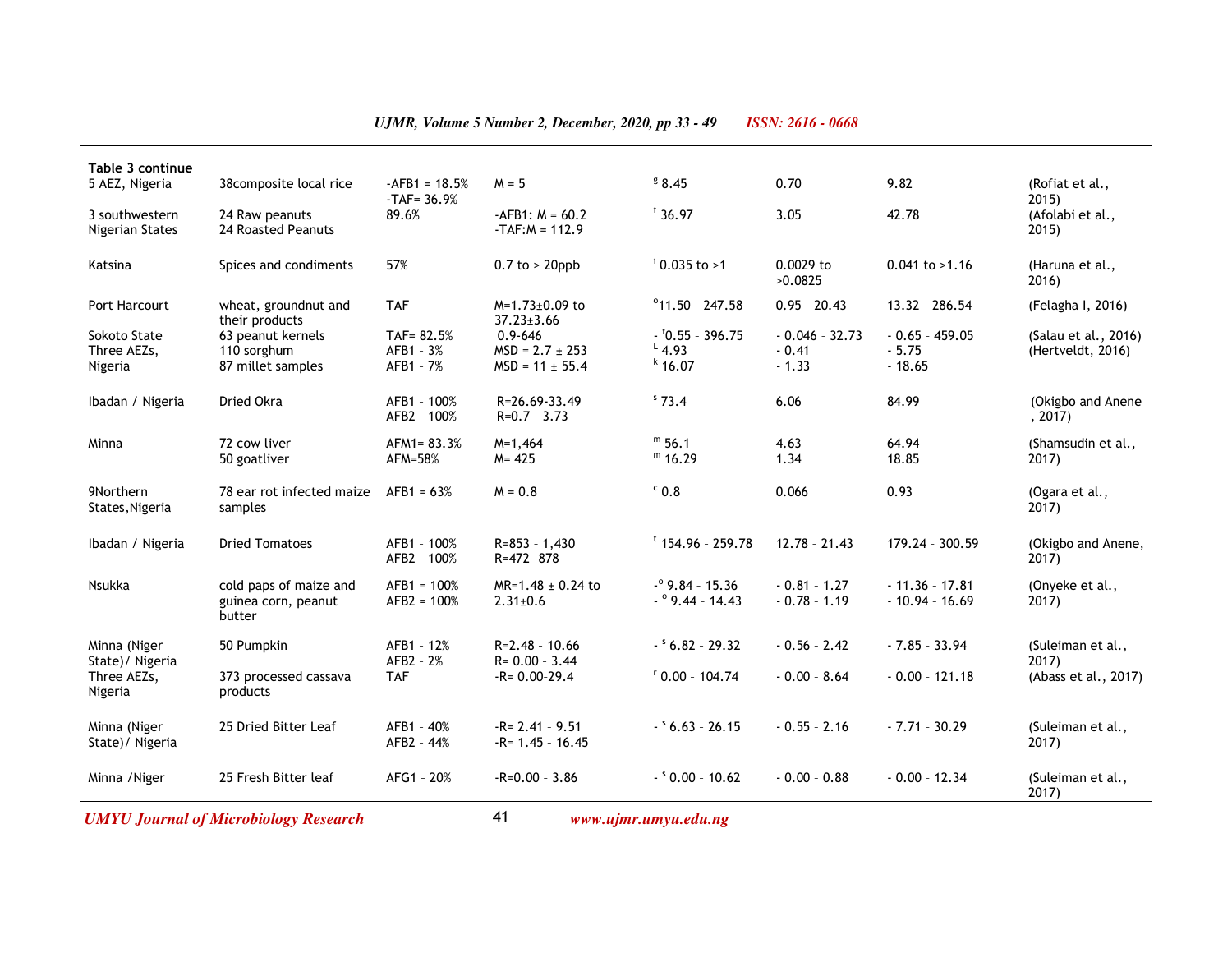**Table 3 continue**

| | | | | | | | |
|---|---|---|---|---|---|---|---|
| 5 AEZ, Nigeria | 38composite local rice | -AFB1 = 18.5%<br>-TAF= 36.9% | M = 5 | [g] 8.45 | 0.70 | 9.82 | (Rofiat et al., 2015) |
| 3 southwestern Nigerian States | 24 Raw peanuts<br>24 Roasted Peanuts | 89.6% | -AFB1: M = 60.2<br>-TAF:M = 112.9 | [f] 36.97 | 3.05 | 42.78 | (Afolabi et al., 2015) |
| Katsina | Spices and condiments | 57% | 0.7 to > 20ppb | [i] 0.035 to >1 | 0.0029 to >0.0825 | 0.041 to >1.16 | (Haruna et al., 2016) |
| Port Harcourt | wheat, groundnut and their products | TAF | M=1.73±0.09 to 37.23±3.66 | [o] 11.50 - 247.58 | 0.95 - 20.43 | 13.32 - 286.54 | (Felagha I, 2016) |
| Sokoto State | 63 peanut kernels | TAF= 82.5% | 0.9-646 | - [f] 0.55 - 396.75 | - 0.046 - 32.73 | - 0.65 - 459.05 | (Salau et al., 2016) |
| Three AEZs, Nigeria | 110 sorghum<br>87 millet samples | AFB1 - 3%<br>AFB1 - 7% | MSD = 2.7 ± 253<br>MSD = 11 ± 55.4 | [L] 4.93<br>[k] 16.07 | - 0.41<br>- 1.33 | - 5.75<br>- 18.65 | (Hertveldt, 2016) |
| Ibadan / Nigeria | Dried Okra | AFB1 - 100%<br>AFB2 - 100% | R=26.69-33.49<br>R=0.7 - 3.73 | [s] 73.4 | 6.06 | 84.99 | (Okigbo and Anene , 2017) |
| Minna | 72 cow liver<br>50 goatliver | AFM1= 83.3%<br>AFM=58% | M=1,464<br>M= 425 | [m] 56.1<br>[m] 16.29 | 4.63<br>1.34 | 64.94<br>18.85 | (Shamsudin et al., 2017) |
| 9Northern States,Nigeria | 78 ear rot infected maize samples | AFB1 = 63% | M = 0.8 | [c] 0.8 | 0.066 | 0.93 | (Ogara et al., 2017) |
| Ibadan / Nigeria | Dried Tomatoes | AFB1 - 100%<br>AFB2 - 100% | R=853 - 1,430<br>R=472 -878 | [t] 154.96 - 259.78 | 12.78 - 21.43 | 179.24 - 300.59 | (Okigbo and Anene, 2017) |
| Nsukka | cold paps of maize and guinea corn, peanut butter | AFB1 = 100%<br>AFB2 = 100% | MR=1.48 ± 0.24 to 2.31±0.6 | - [o] 9.84 - 15.36<br>- [o] 9.44 - 14.43 | - 0.81 - 1.27<br>- 0.78 - 1.19 | - 11.36 - 17.81<br>- 10.94 - 16.69 | (Onyeke et al., 2017) |
| Minna (Niger State)/ Nigeria | 50 Pumpkin | AFB1 - 12%<br>AFB2 - 2% | R=2.48 - 10.66<br>R= 0.00 - 3.44 | - [s] 6.82 - 29.32 | - 0.56 - 2.42 | - 7.85 - 33.94 | (Suleiman et al., 2017) |
| Three AEZs, Nigeria | 373 processed cassava products | TAF | -R= 0.00-29.4 | [r] 0.00 - 104.74 | - 0.00 - 8.64 | - 0.00 - 121.18 | (Abass et al., 2017) |
| Minna (Niger State)/ Nigeria | 25 Dried Bitter Leaf | AFB1 - 40%<br>AFB2 - 44% | -R= 2.41 - 9.51<br>-R= 1.45 - 16.45 | - [s] 6.63 - 26.15 | - 0.55 - 2.16 | - 7.71 - 30.29 | (Suleiman et al., 2017) |
| Minna /Niger | 25 Fresh Bitter leaf | AFG1 - 20% | -R=0.00 - 3.86 | - [s] 0.00 - 10.62 | - 0.00 - 0.88 | - 0.00 - 12.34 | (Suleiman et al., 2017) |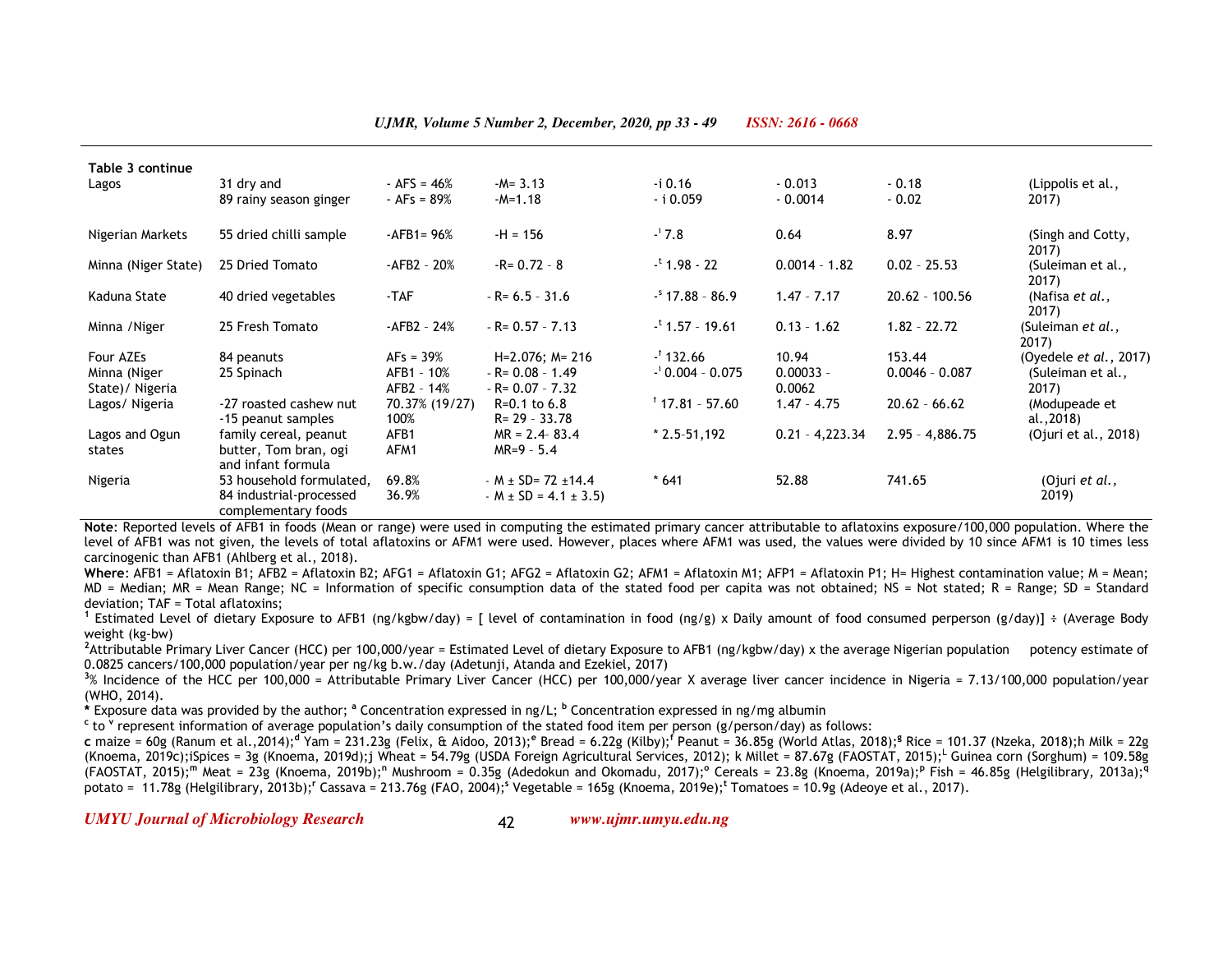**Table 3 continue**

| | | | | | | | |
|---|---|---|---|---|---|---|---|
| Lagos | 31 dry and<br>89 rainy season ginger | - AFS = 46%<br>- AFs = 89% | -M= 3.13<br>-M=1.18 | -i 0.16<br>- i 0.059 | - 0.013<br>- 0.0014 | - 0.18<br>- 0.02 | (Lippolis et al., 2017) |
| Nigerian Markets | 55 dried chilli sample | -AFB1= 96% | -H = 156 | -[i] 7.8 | 0.64 | 8.97 | (Singh and Cotty, 2017) |
| Minna (Niger State) | 25 Dried Tomato | -AFB2 - 20% | -R= 0.72 - 8 | -[t] 1.98 - 22 | 0.0014 - 1.82 | 0.02 - 25.53 | (Suleiman et al., 2017) |
| Kaduna State | 40 dried vegetables | -TAF | - R= 6.5 - 31.6 | -[s] 17.88 - 86.9 | 1.47 - 7.17 | 20.62 - 100.56 | (Nafisa *et al.*, 2017) |
| Minna /Niger | 25 Fresh Tomato | -AFB2 - 24% | - R= 0.57 - 7.13 | -[t] 1.57 - 19.61 | 0.13 - 1.62 | 1.82 - 22.72 | (Suleiman *et al.*, 2017) |
| Four AZEs | 84 peanuts | AFs = 39% | H=2.076; M= 216 | -[f] 132.66 | 10.94 | 153.44 | (Oyedele *et al.*, 2017) |
| Minna (Niger State)/ Nigeria | 25 Spinach | AFB1 - 10%<br>AFB2 - 14% | - R= 0.08 - 1.49<br>- R= 0.07 - 7.32 | -[i] 0.004 - 0.075 | 0.00033 - 0.0062 | 0.0046 - 0.087 | (Suleiman et al., 2017) |
| Lagos/ Nigeria | -27 roasted cashew nut<br>-15 peanut samples | 70.37% (19/27)<br>100% | R=0.1 to 6.8<br>R= 29 - 33.78 | [f] 17.81 - 57.60 | 1.47 - 4.75 | 20.62 - 66.62 | (Modupeade et al.,2018) |
| Lagos and Ogun states | family cereal, peanut butter, Tom bran, ogi and infant formula | AFB1<br>AFM1 | MR = 2.4- 83.4<br>MR=9 - 5.4 | * 2.5-51,192 | 0.21 - 4,223.34 | 2.95 - 4,886.75 | (Ojuri et al., 2018) |
| Nigeria | 53 household formulated,<br>84 industrial-processed complementary foods | 69.8%<br>36.9% | - M ± SD= 72 ±14.4<br>- M ± SD = 4.1 ± 3.5) | * 641 | 52.88 | 741.65 | (Ojuri *et al.*, 2019) |

**Note**: Reported levels of AFB1 in foods (Mean or range) were used in computing the estimated primary cancer attributable to aflatoxins exposure/100,000 population. Where the level of AFB1 was not given, the levels of total aflatoxins or AFM1 were used. However, places where AFM1 was used, the values were divided by 10 since AFM1 is 10 times less carcinogenic than AFB1 (Ahlberg et al., 2018).

**Where**: AFB1 = Aflatoxin B1; AFB2 = Aflatoxin B2; AFG1 = Aflatoxin G1; AFG2 = Aflatoxin G2; AFM1 = Aflatoxin M1; AFP1 = Aflatoxin P1; H= Highest contamination value; M = Mean; MD = Median; MR = Mean Range; NC = Information of specific consumption data of the stated food per capita was not obtained; NS = Not stated; R = Range; SD = Standard deviation; TAF = Total aflatoxins;

[1] Estimated Level of dietary Exposure to AFB1 (ng/kgbw/day) = [ level of contamination in food (ng/g) x Daily amount of food consumed perperson (g/day)] ÷ (Average Body weight (kg-bw)

[2]Attributable Primary Liver Cancer (HCC) per 100,000/year = Estimated Level of dietary Exposure to AFB1 (ng/kgbw/day) x the average Nigerian population potency estimate of 0.0825 cancers/100,000 population/year per ng/kg b.w./day (Adetunji, Atanda and Ezekiel, 2017)

[3]% Incidence of the HCC per 100,000 = Attributable Primary Liver Cancer (HCC) per 100,000/year X average liver cancer incidence in Nigeria = 7.13/100,000 population/year (WHO, 2014).

**\*** Exposure data was provided by the author; [a] Concentration expressed in ng/L; [b] Concentration expressed in ng/mg albumin

[c] to [v] represent information of average population's daily consumption of the stated food item per person (g/person/day) as follows:

**c** maize = 60g (Ranum et al.,2014);[d] Yam = 231.23g (Felix, & Aidoo, 2013);[e] Bread = 6.22g (Kilby);[f] Peanut = 36.85g (World Atlas, 2018);[g] Rice = 101.37 (Nzeka, 2018);h Milk = 22g (Knoema, 2019c);iSpices = 3g (Knoema, 2019d);j Wheat = 54.79g (USDA Foreign Agricultural Services, 2012); k Millet = 87.67g (FAOSTAT, 2015);[L] Guinea corn (Sorghum) = 109.58g (FAOSTAT, 2015);[m] Meat = 23g (Knoema, 2019b);[n] Mushroom = 0.35g (Adedokun and Okomadu, 2017);[o] Cereals = 23.8g (Knoema, 2019a);[p] Fish = 46.85g (Helgilibrary, 2013a);[q] potato = 11.78g (Helgilibrary, 2013b);[r] Cassava = 213.76g (FAO, 2004);[s] Vegetable = 165g (Knoema, 2019e);[t] Tomatoes = 10.9g (Adeoye et al., 2017).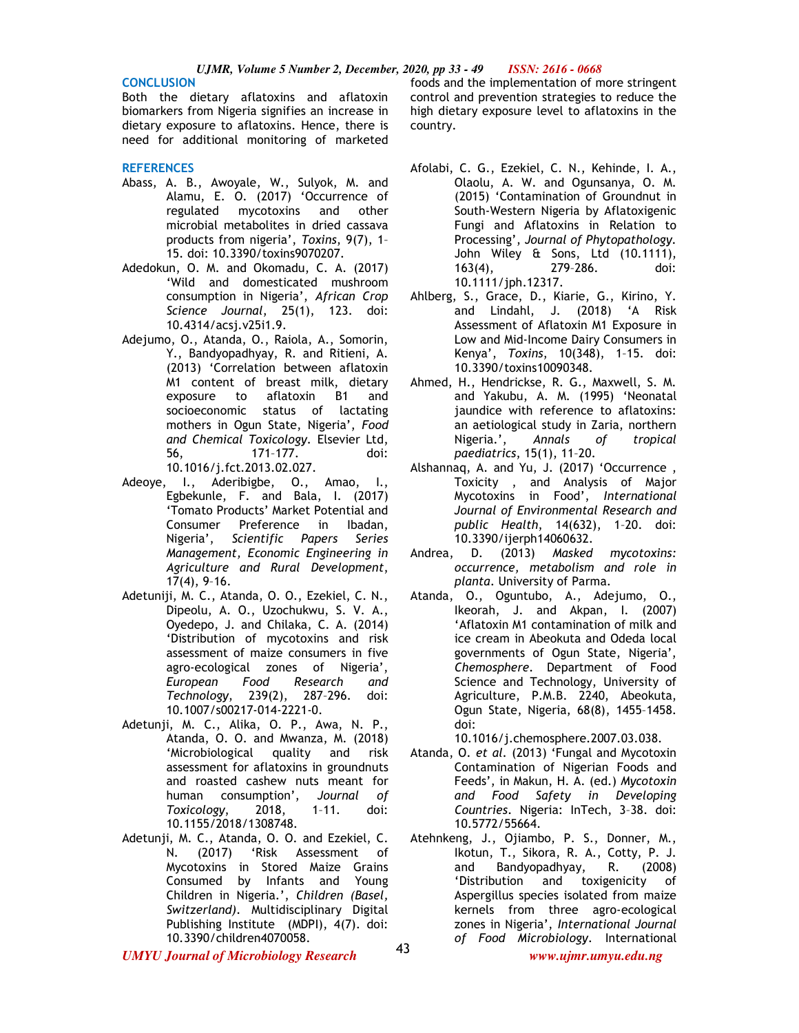## CONCLUSION

Both the dietary aflatoxins and aflatoxin biomarkers from Nigeria signifies an increase in dietary exposure to aflatoxins. Hence, there is need for additional monitoring of marketed foods and the implementation of more stringent control and prevention strategies to reduce the high dietary exposure level to aflatoxins in the country.

## REFERENCES

Abass, A. B., Awoyale, W., Sulyok, M. and Alamu, E. O. (2017) 'Occurrence of regulated mycotoxins and other microbial metabolites in dried cassava products from nigeria', *Toxins*, 9(7), 1–15. doi: 10.3390/toxins9070207.

Adedokun, O. M. and Okomadu, C. A. (2017) 'Wild and domesticated mushroom consumption in Nigeria', *African Crop Science Journal*, 25(1), 123. doi: 10.4314/acsj.v25i1.9.

Adejumo, O., Atanda, O., Raiola, A., Somorin, Y., Bandyopadhyay, R. and Ritieni, A. (2013) 'Correlation between aflatoxin M1 content of breast milk, dietary exposure to aflatoxin B1 and socioeconomic status of lactating mothers in Ogun State, Nigeria', *Food and Chemical Toxicology*. Elsevier Ltd, 56, 171–177. doi: 10.1016/j.fct.2013.02.027.

Adeoye, I., Aderibigbe, O., Amao, I., Egbekunle, F. and Bala, I. (2017) 'Tomato Products' Market Potential and Consumer Preference in Ibadan, Nigeria', *Scientific Papers Series Management, Economic Engineering in Agriculture and Rural Development*, 17(4), 9–16.

Adetuniji, M. C., Atanda, O. O., Ezekiel, C. N., Dipeolu, A. O., Uzochukwu, S. V. A., Oyedepo, J. and Chilaka, C. A. (2014) 'Distribution of mycotoxins and risk assessment of maize consumers in five agro-ecological zones of Nigeria', *European Food Research and Technology*, 239(2), 287–296. doi: 10.1007/s00217-014-2221-0.

Adetunji, M. C., Alika, O. P., Awa, N. P., Atanda, O. O. and Mwanza, M. (2018) 'Microbiological quality and risk assessment for aflatoxins in groundnuts and roasted cashew nuts meant for human consumption', *Journal of Toxicology*, 2018, 1–11. doi: 10.1155/2018/1308748.

Adetunji, M. C., Atanda, O. O. and Ezekiel, C. N. (2017) 'Risk Assessment of Mycotoxins in Stored Maize Grains Consumed by Infants and Young Children in Nigeria.', *Children (Basel, Switzerland)*. Multidisciplinary Digital Publishing Institute (MDPI), 4(7). doi: 10.3390/children4070058.

Afolabi, C. G., Ezekiel, C. N., Kehinde, I. A., Olaolu, A. W. and Ogunsanya, O. M. (2015) 'Contamination of Groundnut in South-Western Nigeria by Aflatoxigenic Fungi and Aflatoxins in Relation to Processing', *Journal of Phytopathology*. John Wiley & Sons, Ltd (10.1111), 163(4), 279–286. doi: 10.1111/jph.12317.

Ahlberg, S., Grace, D., Kiarie, G., Kirino, Y. and Lindahl, J. (2018) 'A Risk Assessment of Aflatoxin M1 Exposure in Low and Mid-Income Dairy Consumers in Kenya', *Toxins*, 10(348), 1–15. doi: 10.3390/toxins10090348.

Ahmed, H., Hendrickse, R. G., Maxwell, S. M. and Yakubu, A. M. (1995) 'Neonatal jaundice with reference to aflatoxins: an aetiological study in Zaria, northern Nigeria.', *Annals of tropical paediatrics*, 15(1), 11–20.

Alshannaq, A. and Yu, J. (2017) 'Occurrence , Toxicity , and Analysis of Major Mycotoxins in Food', *International Journal of Environmental Research and public Health*, 14(632), 1–20. doi: 10.3390/ijerph14060632.

Andrea, D. (2013) *Masked mycotoxins: occurrence, metabolism and role in planta*. University of Parma.

Atanda, O., Oguntubo, A., Adejumo, O., Ikeorah, J. and Akpan, I. (2007) 'Aflatoxin M1 contamination of milk and ice cream in Abeokuta and Odeda local governments of Ogun State, Nigeria', *Chemosphere*. Department of Food Science and Technology, University of Agriculture, P.M.B. 2240, Abeokuta, Ogun State, Nigeria, 68(8), 1455–1458. doi: 10.1016/j.chemosphere.2007.03.038.

Atanda, O. *et al*. (2013) 'Fungal and Mycotoxin Contamination of Nigerian Foods and Feeds', in Makun, H. A. (ed.) *Mycotoxin and Food Safety in Developing Countries*. Nigeria: InTech, 3–38. doi: 10.5772/55664.

Atehnkeng, J., Ojiambo, P. S., Donner, M., Ikotun, T., Sikora, R. A., Cotty, P. J. and Bandyopadhyay, R. (2008) 'Distribution and toxigenicity of Aspergillus species isolated from maize kernels from three agro-ecological zones in Nigeria', *International Journal of Food Microbiology*. International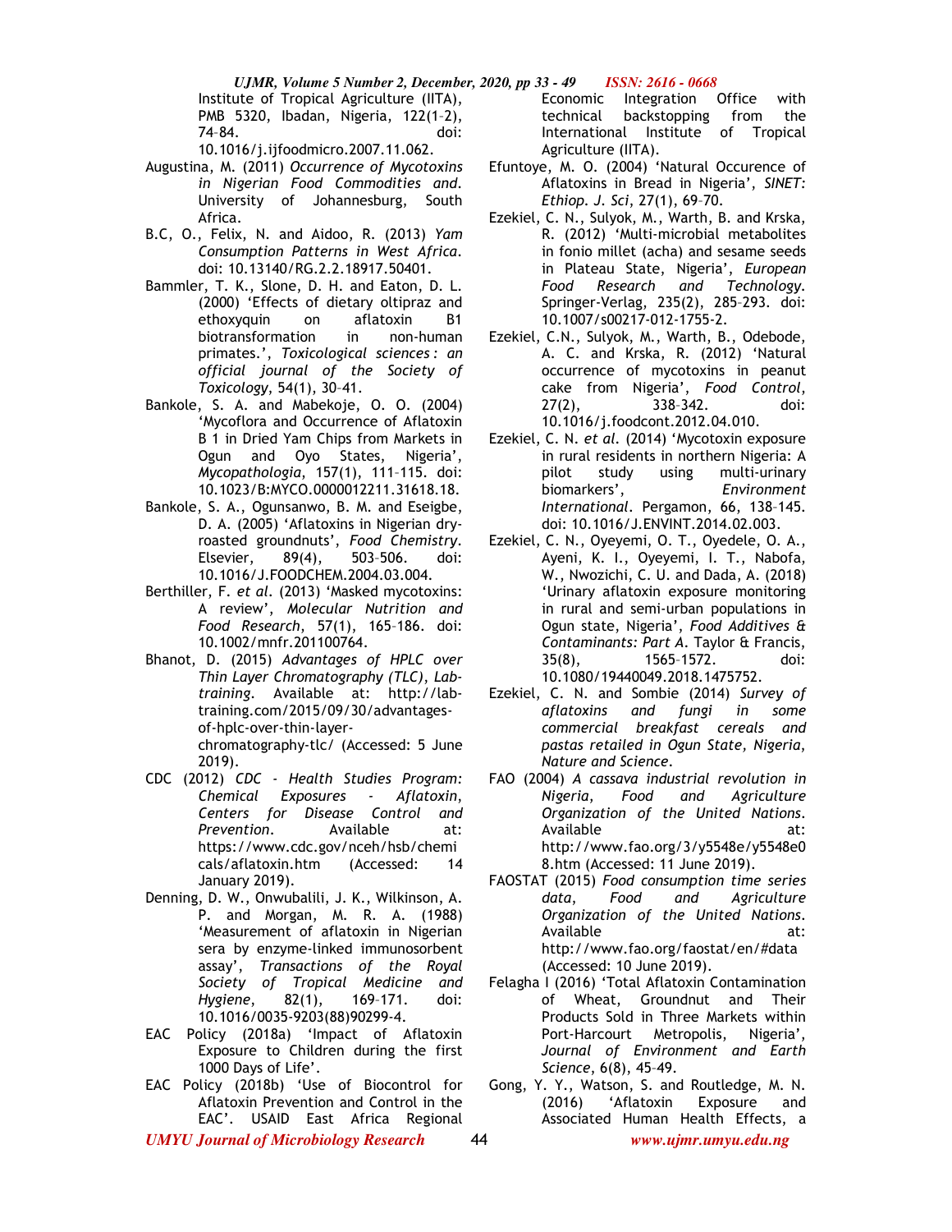Institute of Tropical Agriculture (IITA), PMB 5320, Ibadan, Nigeria, 122(1–2), 74–84. doi: 10.1016/j.ijfoodmicro.2007.11.062.

Augustina, M. (2011) *Occurrence of Mycotoxins in Nigerian Food Commodities and*. University of Johannesburg, South Africa.

B.C, O., Felix, N. and Aidoo, R. (2013) *Yam Consumption Patterns in West Africa*. doi: 10.13140/RG.2.2.18917.50401.

Bammler, T. K., Slone, D. H. and Eaton, D. L. (2000) 'Effects of dietary oltipraz and ethoxyquin on aflatoxin B1 biotransformation in non-human primates.', *Toxicological sciences : an official journal of the Society of Toxicology*, 54(1), 30–41.

Bankole, S. A. and Mabekoje, O. O. (2004) 'Mycoflora and Occurrence of Aflatoxin B 1 in Dried Yam Chips from Markets in Ogun and Oyo States, Nigeria', *Mycopathologia*, 157(1), 111–115. doi: 10.1023/B:MYCO.0000012211.31618.18.

Bankole, S. A., Ogunsanwo, B. M. and Eseigbe, D. A. (2005) 'Aflatoxins in Nigerian dry-roasted groundnuts', *Food Chemistry*. Elsevier, 89(4), 503–506. doi: 10.1016/J.FOODCHEM.2004.03.004.

Berthiller, F. *et al.* (2013) 'Masked mycotoxins: A review', *Molecular Nutrition and Food Research*, 57(1), 165–186. doi: 10.1002/mnfr.201100764.

Bhanot, D. (2015) *Advantages of HPLC over Thin Layer Chromatography (TLC)*, *Lab-training*. Available at: http://lab-training.com/2015/09/30/advantages-of-hplc-over-thin-layer-chromatography-tlc/ (Accessed: 5 June 2019).

CDC (2012) *CDC - Health Studies Program: Chemical Exposures - Aflatoxin*, *Centers for Disease Control and Prevention*. Available at: https://www.cdc.gov/nceh/hsb/chemicals/aflatoxin.htm (Accessed: 14 January 2019).

Denning, D. W., Onwubalili, J. K., Wilkinson, A. P. and Morgan, M. R. A. (1988) 'Measurement of aflatoxin in Nigerian sera by enzyme-linked immunosorbent assay', *Transactions of the Royal Society of Tropical Medicine and Hygiene*, 82(1), 169–171. doi: 10.1016/0035-9203(88)90299-4.

EAC Policy (2018a) 'Impact of Aflatoxin Exposure to Children during the first 1000 Days of Life'.

EAC Policy (2018b) 'Use of Biocontrol for Aflatoxin Prevention and Control in the EAC'. USAID East Africa Regional Economic Integration Office with technical backstopping from the International Institute of Tropical Agriculture (IITA).

Efuntoye, M. O. (2004) 'Natural Occurence of Aflatoxins in Bread in Nigeria', *SINET: Ethiop. J. Sci*, 27(1), 69–70.

Ezekiel, C. N., Sulyok, M., Warth, B. and Krska, R. (2012) 'Multi-microbial metabolites in fonio millet (acha) and sesame seeds in Plateau State, Nigeria', *European Food Research and Technology*. Springer-Verlag, 235(2), 285–293. doi: 10.1007/s00217-012-1755-2.

Ezekiel, C.N., Sulyok, M., Warth, B., Odebode, A. C. and Krska, R. (2012) 'Natural occurrence of mycotoxins in peanut cake from Nigeria', *Food Control*, 27(2), 338–342. doi: 10.1016/j.foodcont.2012.04.010.

Ezekiel, C. N. *et al.* (2014) 'Mycotoxin exposure in rural residents in northern Nigeria: A pilot study using multi-urinary biomarkers', *Environment International*. Pergamon, 66, 138–145. doi: 10.1016/J.ENVINT.2014.02.003.

Ezekiel, C. N., Oyeyemi, O. T., Oyedele, O. A., Ayeni, K. I., Oyeyemi, I. T., Nabofa, W., Nwozichi, C. U. and Dada, A. (2018) 'Urinary aflatoxin exposure monitoring in rural and semi-urban populations in Ogun state, Nigeria', *Food Additives & Contaminants: Part A*. Taylor & Francis, 35(8), 1565–1572. doi: 10.1080/19440049.2018.1475752.

Ezekiel, C. N. and Sombie (2014) *Survey of aflatoxins and fungi in some commercial breakfast cereals and pastas retailed in Ogun State, Nigeria*, *Nature and Science*.

FAO (2004) *A cassava industrial revolution in Nigeria*, *Food and Agriculture Organization of the United Nations*. Available at: http://www.fao.org/3/y5548e/y5548e08.htm (Accessed: 11 June 2019).

FAOSTAT (2015) *Food consumption time series data*, *Food and Agriculture Organization of the United Nations*. Available at: http://www.fao.org/faostat/en/#data (Accessed: 10 June 2019).

Felagha I (2016) 'Total Aflatoxin Contamination of Wheat, Groundnut and Their Products Sold in Three Markets within Port-Harcourt Metropolis, Nigeria', *Journal of Environment and Earth Science*, 6(8), 45–49.

Gong, Y. Y., Watson, S. and Routledge, M. N. (2016) 'Aflatoxin Exposure and Associated Human Health Effects, a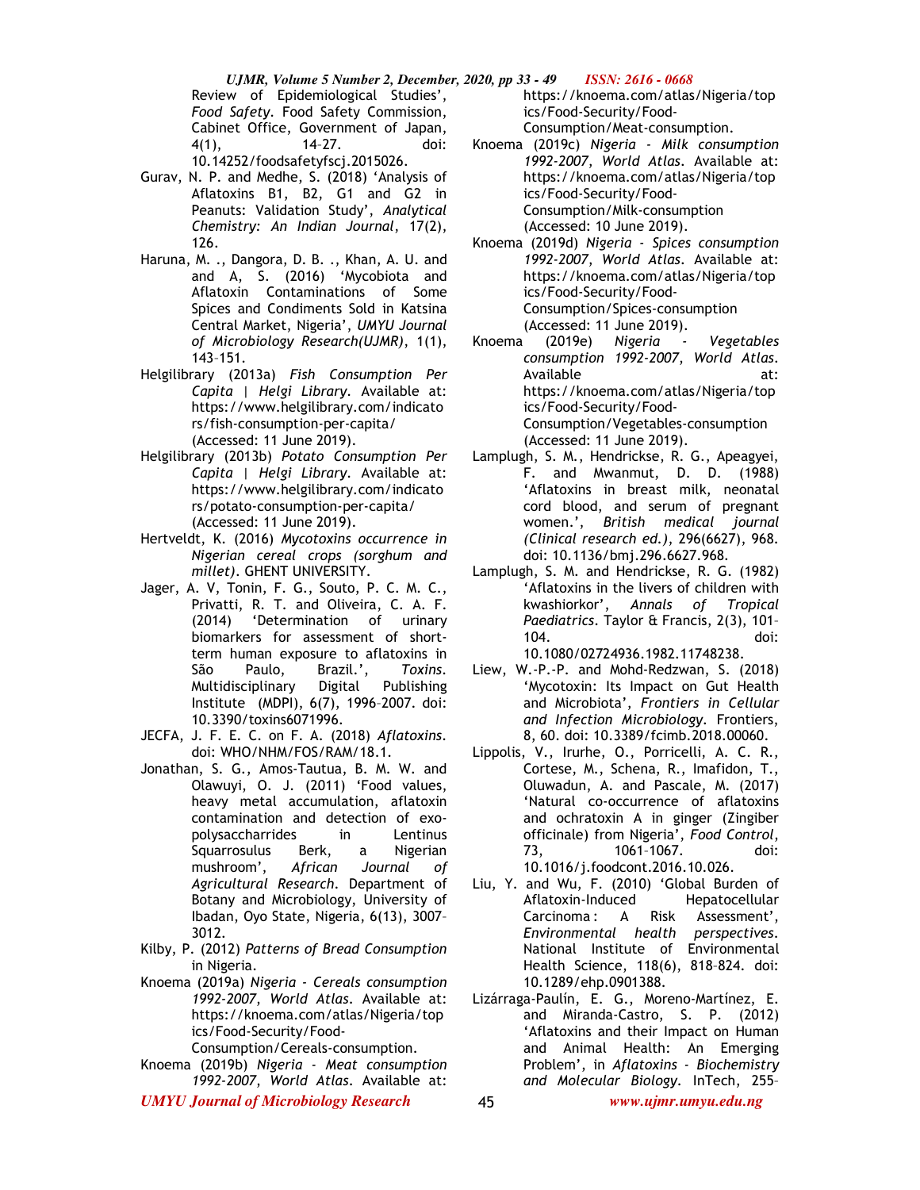Review of Epidemiological Studies', *Food Safety*. Food Safety Commission, Cabinet Office, Government of Japan, 4(1), 14–27. doi: 10.14252/foodsafetyfscj.2015026.

Gurav, N. P. and Medhe, S. (2018) 'Analysis of Aflatoxins B1, B2, G1 and G2 in Peanuts: Validation Study', *Analytical Chemistry: An Indian Journal*, 17(2), 126.

Haruna, M. ., Dangora, D. B. ., Khan, A. U. and and A, S. (2016) 'Mycobiota and Aflatoxin Contaminations of Some Spices and Condiments Sold in Katsina Central Market, Nigeria', *UMYU Journal of Microbiology Research(UJMR)*, 1(1), 143–151.

Helgilibrary (2013a) *Fish Consumption Per Capita | Helgi Library*. Available at: https://www.helgilibrary.com/indicators/fish-consumption-per-capita/ (Accessed: 11 June 2019).

Helgilibrary (2013b) *Potato Consumption Per Capita | Helgi Library*. Available at: https://www.helgilibrary.com/indicators/potato-consumption-per-capita/ (Accessed: 11 June 2019).

Hertveldt, K. (2016) *Mycotoxins occurrence in Nigerian cereal crops (sorghum and millet)*. GHENT UNIVERSITY.

Jager, A. V, Tonin, F. G., Souto, P. C. M. C., Privatti, R. T. and Oliveira, C. A. F. (2014) 'Determination of urinary biomarkers for assessment of short-term human exposure to aflatoxins in São Paulo, Brazil.', *Toxins*. Multidisciplinary Digital Publishing Institute (MDPI), 6(7), 1996–2007. doi: 10.3390/toxins6071996.

JECFA, J. F. E. C. on F. A. (2018) *Aflatoxins*. doi: WHO/NHM/FOS/RAM/18.1.

Jonathan, S. G., Amos-Tautua, B. M. W. and Olawuyi, O. J. (2011) 'Food values, heavy metal accumulation, aflatoxin contamination and detection of exo-polysaccharrides in Lentinus Squarrosulus Berk, a Nigerian mushroom', *African Journal of Agricultural Research*. Department of Botany and Microbiology, University of Ibadan, Oyo State, Nigeria, 6(13), 3007–3012.

Kilby, P. (2012) *Patterns of Bread Consumption* in Nigeria.

Knoema (2019a) *Nigeria - Cereals consumption 1992-2007, World Atlas*. Available at: https://knoema.com/atlas/Nigeria/topics/Food-Security/Food-Consumption/Cereals-consumption.

Knoema (2019b) *Nigeria - Meat consumption 1992-2007, World Atlas*. Available at: https://knoema.com/atlas/Nigeria/topics/Food-Security/Food-Consumption/Meat-consumption.

Knoema (2019c) *Nigeria - Milk consumption 1992-2007, World Atlas*. Available at: https://knoema.com/atlas/Nigeria/topics/Food-Security/Food-Consumption/Milk-consumption (Accessed: 10 June 2019).

Knoema (2019d) *Nigeria - Spices consumption 1992-2007, World Atlas*. Available at: https://knoema.com/atlas/Nigeria/topics/Food-Security/Food-Consumption/Spices-consumption (Accessed: 11 June 2019).

Knoema (2019e) *Nigeria - Vegetables consumption 1992-2007, World Atlas*. Available at: https://knoema.com/atlas/Nigeria/topics/Food-Security/Food-Consumption/Vegetables-consumption (Accessed: 11 June 2019).

Lamplugh, S. M., Hendrickse, R. G., Apeagyei, F. and Mwanmut, D. D. (1988) 'Aflatoxins in breast milk, neonatal cord blood, and serum of pregnant women.', *British medical journal (Clinical research ed.)*, 296(6627), 968. doi: 10.1136/bmj.296.6627.968.

Lamplugh, S. M. and Hendrickse, R. G. (1982) 'Aflatoxins in the livers of children with kwashiorkor', *Annals of Tropical Paediatrics*. Taylor & Francis, 2(3), 101–104. doi: 10.1080/02724936.1982.11748238.

Liew, W.-P.-P. and Mohd-Redzwan, S. (2018) 'Mycotoxin: Its Impact on Gut Health and Microbiota', *Frontiers in Cellular and Infection Microbiology*. Frontiers, 8, 60. doi: 10.3389/fcimb.2018.00060.

Lippolis, V., Irurhe, O., Porricelli, A. C. R., Cortese, M., Schena, R., Imafidon, T., Oluwadun, A. and Pascale, M. (2017) 'Natural co-occurrence of aflatoxins and ochratoxin A in ginger (Zingiber officinale) from Nigeria', *Food Control*, 73, 1061–1067. doi: 10.1016/j.foodcont.2016.10.026.

Liu, Y. and Wu, F. (2010) 'Global Burden of Aflatoxin-Induced Hepatocellular Carcinoma : A Risk Assessment', *Environmental health perspectives*. National Institute of Environmental Health Science, 118(6), 818–824. doi: 10.1289/ehp.0901388.

Lizárraga-Paulín, E. G., Moreno-Martínez, E. and Miranda-Castro, S. P. (2012) 'Aflatoxins and their Impact on Human and Animal Health: An Emerging Problem', in *Aflatoxins - Biochemistry and Molecular Biology*. InTech, 255–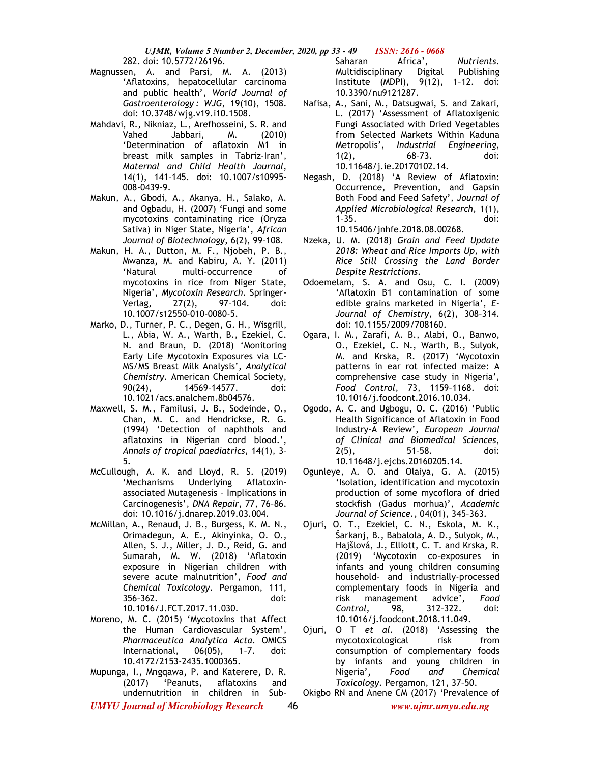282. doi: 10.5772/26196.

Magnussen, A. and Parsi, M. A. (2013) 'Aflatoxins, hepatocellular carcinoma and public health', *World Journal of Gastroenterology : WJG*, 19(10), 1508. doi: 10.3748/wjg.v19.i10.1508.

Mahdavi, R., Nikniaz, L., Arefhosseini, S. R. and Vahed Jabbari, M. (2010) 'Determination of aflatoxin M1 in breast milk samples in Tabriz-Iran', *Maternal and Child Health Journal*, 14(1), 141–145. doi: 10.1007/s10995-008-0439-9.

Makun, A., Gbodi, A., Akanya, H., Salako, A. and Ogbadu, H. (2007) 'Fungi and some mycotoxins contaminating rice (Oryza Sativa) in Niger State, Nigeria', *African Journal of Biotechnology*, 6(2), 99–108.

Makun, H. A., Dutton, M. F., Njobeh, P. B., Mwanza, M. and Kabiru, A. Y. (2011) 'Natural multi-occurrence of mycotoxins in rice from Niger State, Nigeria', *Mycotoxin Research*. Springer-Verlag, 27(2), 97–104. doi: 10.1007/s12550-010-0080-5.

Marko, D., Turner, P. C., Degen, G. H., Wisgrill, L., Abia, W. A., Warth, B., Ezekiel, C. N. and Braun, D. (2018) 'Monitoring Early Life Mycotoxin Exposures via LC-MS/MS Breast Milk Analysis', *Analytical Chemistry*. American Chemical Society, 90(24), 14569–14577. doi: 10.1021/acs.analchem.8b04576.

Maxwell, S. M., Familusi, J. B., Sodeinde, O., Chan, M. C. and Hendrickse, R. G. (1994) 'Detection of naphthols and aflatoxins in Nigerian cord blood.', *Annals of tropical paediatrics*, 14(1), 3–5.

McCullough, A. K. and Lloyd, R. S. (2019) 'Mechanisms Underlying Aflatoxin-associated Mutagenesis – Implications in Carcinogenesis', *DNA Repair*, 77, 76–86. doi: 10.1016/j.dnarep.2019.03.004.

McMillan, A., Renaud, J. B., Burgess, K. M. N., Orimadegun, A. E., Akinyinka, O. O., Allen, S. J., Miller, J. D., Reid, G. and Sumarah, M. W. (2018) 'Aflatoxin exposure in Nigerian children with severe acute malnutrition', *Food and Chemical Toxicology*. Pergamon, 111, 356–362. doi: 10.1016/J.FCT.2017.11.030.

Moreno, M. C. (2015) 'Mycotoxins that Affect the Human Cardiovascular System', *Pharmaceutica Analytica Acta*. OMICS International, 06(05), 1–7. doi: 10.4172/2153-2435.1000365.

Mupunga, I., Mngqawa, P. and Katerere, D. R. (2017) 'Peanuts, aflatoxins and undernutrition in children in Sub-Saharan Africa', *Nutrients*. Multidisciplinary Digital Publishing Institute (MDPI), 9(12), 1–12. doi: 10.3390/nu9121287.

Nafisa, A., Sani, M., Datsugwai, S. and Zakari, L. (2017) 'Assessment of Aflatoxigenic Fungi Associated with Dried Vegetables from Selected Markets Within Kaduna Metropolis', *Industrial Engineering*, 1(2), 68–73. doi: 10.11648/j.ie.20170102.14.

Negash, D. (2018) 'A Review of Aflatoxin: Occurrence, Prevention, and Gapsin Both Food and Feed Safety', *Journal of Applied Microbiological Research*, 1(1), 1–35. doi: 10.15406/jnhfe.2018.08.00268.

Nzeka, U. M. (2018) *Grain and Feed Update 2018: Wheat and Rice Imports Up, with Rice Still Crossing the Land Border Despite Restrictions*.

Odoemelam, S. A. and Osu, C. I. (2009) 'Aflatoxin B1 contamination of some edible grains marketed in Nigeria', *E-Journal of Chemistry*, 6(2), 308–314. doi: 10.1155/2009/708160.

Ogara, I. M., Zarafi, A. B., Alabi, O., Banwo, O., Ezekiel, C. N., Warth, B., Sulyok, M. and Krska, R. (2017) 'Mycotoxin patterns in ear rot infected maize: A comprehensive case study in Nigeria', *Food Control*, 73, 1159–1168. doi: 10.1016/j.foodcont.2016.10.034.

Ogodo, A. C. and Ugbogu, O. C. (2016) 'Public Health Significance of Aflatoxin in Food Industry-A Review', *European Journal of Clinical and Biomedical Sciences*, 2(5), 51–58. doi: 10.11648/j.ejcbs.20160205.14.

Ogunleye, A. O. and Olaiya, G. A. (2015) 'Isolation, identification and mycotoxin production of some mycoflora of dried stockfish (Gadus morhua)', *Academic Journal of Science.*, 04(01), 345–363.

Ojuri, O. T., Ezekiel, C. N., Eskola, M. K., Šarkanj, B., Babalola, A. D., Sulyok, M., Hajšlová, J., Elliott, C. T. and Krska, R. (2019) 'Mycotoxin co-exposures in infants and young children consuming household- and industrially-processed complementary foods in Nigeria and risk management advice', *Food Control*, 98, 312–322. doi: 10.1016/j.foodcont.2018.11.049.

Ojuri, O T *et al*. (2018) 'Assessing the mycotoxicological risk from consumption of complementary foods by infants and young children in Nigeria', *Food and Chemical Toxicology*. Pergamon, 121, 37–50.

Okigbo RN and Anene CM (2017) 'Prevalence of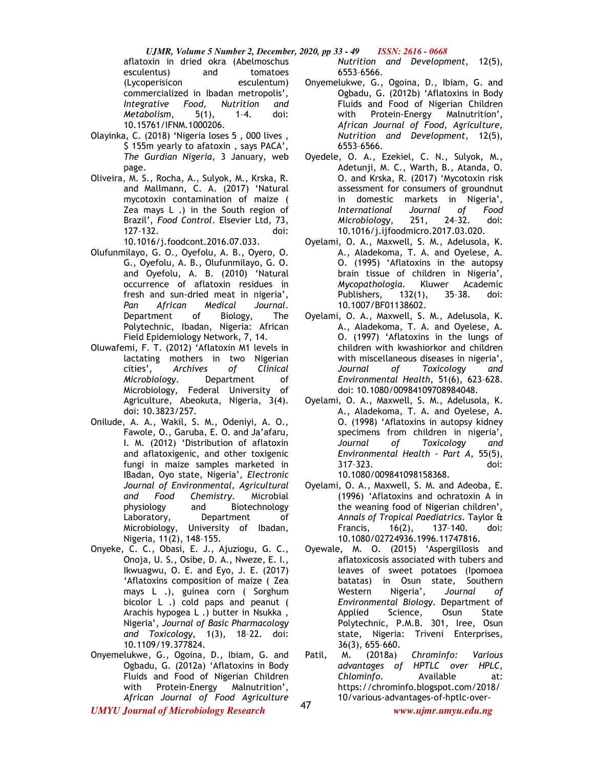aflatoxin in dried okra (Abelmoschus esculentus) and tomatoes (Lycoperisicon esculentum) commercialized in Ibadan metropolis', *Integrative Food, Nutrition and Metabolism*, 5(1), 1–4. doi: 10.15761/IFNM.1000206.

Olayinka, C. (2018) 'Nigeria loses 5 , 000 lives , $ 155m yearly to afatoxin , says PACA', *The Gurdian Nigeria*, 3 January, web page.

Oliveira, M. S., Rocha, A., Sulyok, M., Krska, R. and Mallmann, C. A. (2017) 'Natural mycotoxin contamination of maize ( Zea mays L .) in the South region of Brazil', *Food Control*. Elsevier Ltd, 73, 127–132. doi: 10.1016/j.foodcont.2016.07.033.

Olufunmilayo, G. O., Oyefolu, A. B., Oyero, O. G., Oyefolu, A. B., Olufunmilayo, G. O. and Oyefolu, A. B. (2010) 'Natural occurrence of aflatoxin residues in fresh and sun-dried meat in nigeria', *Pan African Medical Journal*. Department of Biology, The Polytechnic, Ibadan, Nigeria: African Field Epidemiology Network, 7, 14.

Oluwafemi, F. T. (2012) 'Aflatoxin M1 levels in lactating mothers in two Nigerian cities', *Archives of Clinical Microbiology*. Department of Microbiology, Federal University of Agriculture, Abeokuta, Nigeria, 3(4). doi: 10.3823/257.

Onilude, A. A., Wakil, S. M., Odeniyi, A. O., Fawole, O., Garuba, E. O. and Ja'afaru, I. M. (2012) 'Distribution of aflatoxin and aflatoxigenic, and other toxigenic fungi in maize samples marketed in IBadan, Oyo state, Nigeria', *Electronic Journal of Environmental, Agricultural and Food Chemistry*. Microbial physiology and Biotechnology Laboratory, Department of Microbiology, University of Ibadan, Nigeria, 11(2), 148–155.

Onyeke, C. C., Obasi, E. J., Ajuziogu, G. C., Onoja, U. S., Osibe, D. A., Nweze, E. I., Ikwuagwu, O. E. and Eyo, J. E. (2017) 'Aflatoxins composition of maize ( Zea mays L .), guinea corn ( Sorghum bicolor L .) cold paps and peanut ( Arachis hypogea L .) butter in Nsukka , Nigeria', *Journal of Basic Pharmacology and Toxicology*, 1(3), 18–22. doi: 10.1109/19.377824.

Onyemelukwe, G., Ogoina, D., Ibiam, G. and Ogbadu, G. (2012a) 'Aflatoxins in Body Fluids and Food of Nigerian Children with Protein-Energy Malnutrition', *African Journal of Food Agriculture Nutrition and Development*, 12(5), 6553–6566.

Onyemelukwe, G., Ogoina, D., Ibiam, G. and Ogbadu, G. (2012b) 'Aflatoxins in Body Fluids and Food of Nigerian Children with Protein-Energy Malnutrition', *African Journal of Food, Agriculture, Nutrition and Development*, 12(5), 6553–6566.

Oyedele, O. A., Ezekiel, C. N., Sulyok, M., Adetunji, M. C., Warth, B., Atanda, O. O. and Krska, R. (2017) 'Mycotoxin risk assessment for consumers of groundnut in domestic markets in Nigeria', *International Journal of Food Microbiology*, 251, 24–32. doi: 10.1016/j.ijfoodmicro.2017.03.020.

Oyelami, O. A., Maxwell, S. M., Adelusola, K. A., Aladekoma, T. A. and Oyelese, A. O. (1995) 'Aflatoxins in the autopsy brain tissue of children in Nigeria', *Mycopathologia*. Kluwer Academic Publishers, 132(1), 35–38. doi: 10.1007/BF01138602.

Oyelami, O. A., Maxwell, S. M., Adelusola, K. A., Aladekoma, T. A. and Oyelese, A. O. (1997) 'Aflatoxins in the lungs of children with kwashiorkor and children with miscellaneous diseases in nigeria', *Journal of Toxicology and Environmental Health*, 51(6), 623–628. doi: 10.1080/00984109708984048.

Oyelami, O. A., Maxwell, S. M., Adelusola, K. A., Aladekoma, T. A. and Oyelese, A. O. (1998) 'Aflatoxins in autopsy kidney specimens from children in nigeria', *Journal of Toxicology and Environmental Health - Part A*, 55(5), 317–323. doi: 10.1080/009841098158368.

Oyelami, O. A., Maxwell, S. M. and Adeoba, E. (1996) 'Aflatoxins and ochratoxin A in the weaning food of Nigerian children', *Annals of Tropical Paediatrics*. Taylor & Francis, 16(2), 137–140. doi: 10.1080/02724936.1996.11747816.

Oyewale, M. O. (2015) 'Aspergillosis and aflatoxicosis associated with tubers and leaves of sweet potatoes (Ipomoea batatas) in Osun state, Southern Western Nigeria', *Journal of Environmental Biology*. Department of Applied Science, Osun State Polytechnic, P.M.B. 301, Iree, Osun state, Nigeria: Triveni Enterprises, 36(3), 655–660.

Patil, M. O. (2018a) *Chrominfo: Various advantages of HPTLC over HPLC*, *Chlominfo*. Available at: https://chrominfo.blogspot.com/2018/10/various-advantages-of-hptlc-over-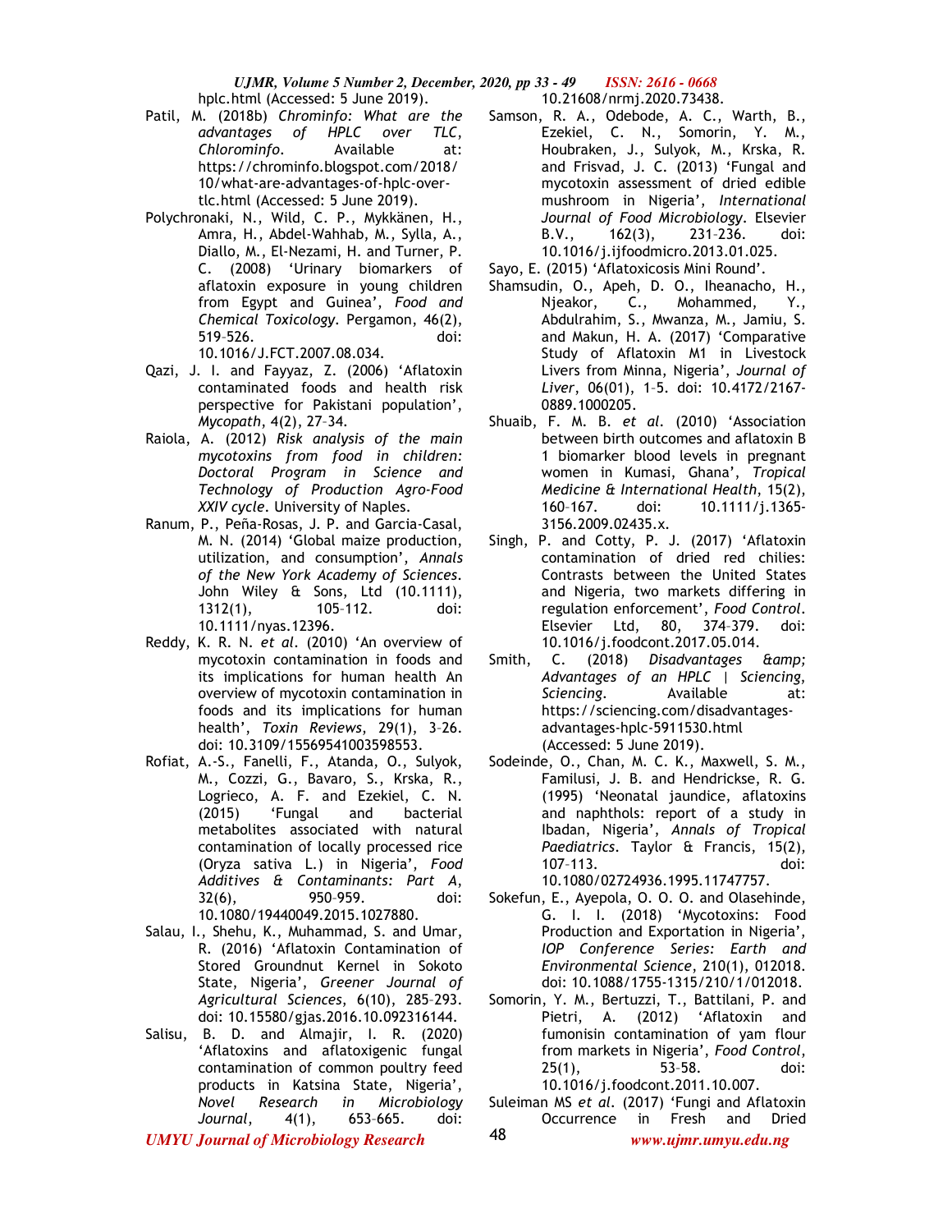hplc.html (Accessed: 5 June 2019).

Patil, M. (2018b) *Chrominfo: What are the advantages of HPLC over TLC*, *Chlorominfo*. Available at: https://chrominfo.blogspot.com/2018/10/what-are-advantages-of-hplc-over-tlc.html (Accessed: 5 June 2019).

Polychronaki, N., Wild, C. P., Mykkänen, H., Amra, H., Abdel-Wahhab, M., Sylla, A., Diallo, M., El-Nezami, H. and Turner, P. C. (2008) 'Urinary biomarkers of aflatoxin exposure in young children from Egypt and Guinea', *Food and Chemical Toxicology*. Pergamon, 46(2), 519–526. doi: 10.1016/J.FCT.2007.08.034.

Qazi, J. I. and Fayyaz, Z. (2006) 'Aflatoxin contaminated foods and health risk perspective for Pakistani population', *Mycopath*, 4(2), 27–34.

Raiola, A. (2012) *Risk analysis of the main mycotoxins from food in children: Doctoral Program in Science and Technology of Production Agro-Food XXIV cycle*. University of Naples.

Ranum, P., Peña-Rosas, J. P. and Garcia-Casal, M. N. (2014) 'Global maize production, utilization, and consumption', *Annals of the New York Academy of Sciences*. John Wiley & Sons, Ltd (10.1111), 1312(1), 105–112. doi: 10.1111/nyas.12396.

Reddy, K. R. N. *et al*. (2010) 'An overview of mycotoxin contamination in foods and its implications for human health An overview of mycotoxin contamination in foods and its implications for human health', *Toxin Reviews*, 29(1), 3–26. doi: 10.3109/15569541003598553.

Rofiat, A.-S., Fanelli, F., Atanda, O., Sulyok, M., Cozzi, G., Bavaro, S., Krska, R., Logrieco, A. F. and Ezekiel, C. N. (2015) 'Fungal and bacterial metabolites associated with natural contamination of locally processed rice (Oryza sativa L.) in Nigeria', *Food Additives & Contaminants: Part A*, 32(6), 950–959. doi: 10.1080/19440049.2015.1027880.

Salau, I., Shehu, K., Muhammad, S. and Umar, R. (2016) 'Aflatoxin Contamination of Stored Groundnut Kernel in Sokoto State, Nigeria', *Greener Journal of Agricultural Sciences*, 6(10), 285–293. doi: 10.15580/gjas.2016.10.092316144.

Salisu, B. D. and Almajir, I. R. (2020) 'Aflatoxins and aflatoxigenic fungal contamination of common poultry feed products in Katsina State, Nigeria', *Novel Research in Microbiology Journal*, 4(1), 653–665. doi: 10.21608/nrmj.2020.73438.

Samson, R. A., Odebode, A. C., Warth, B., Ezekiel, C. N., Somorin, Y. M., Houbraken, J., Sulyok, M., Krska, R. and Frisvad, J. C. (2013) 'Fungal and mycotoxin assessment of dried edible mushroom in Nigeria', *International Journal of Food Microbiology*. Elsevier B.V., 162(3), 231–236. doi: 10.1016/j.ijfoodmicro.2013.01.025.

Sayo, E. (2015) 'Aflatoxicosis Mini Round'.

Shamsudin, O., Apeh, D. O., Iheanacho, H., Njeakor, C., Mohammed, Y., Abdulrahim, S., Mwanza, M., Jamiu, S. and Makun, H. A. (2017) 'Comparative Study of Aflatoxin M1 in Livestock Livers from Minna, Nigeria', *Journal of Liver*, 06(01), 1–5. doi: 10.4172/2167-0889.1000205.

Shuaib, F. M. B. *et al*. (2010) 'Association between birth outcomes and aflatoxin B 1 biomarker blood levels in pregnant women in Kumasi, Ghana', *Tropical Medicine & International Health*, 15(2), 160–167. doi: 10.1111/j.1365-3156.2009.02435.x.

Singh, P. and Cotty, P. J. (2017) 'Aflatoxin contamination of dried red chilies: Contrasts between the United States and Nigeria, two markets differing in regulation enforcement', *Food Control*. Elsevier Ltd, 80, 374–379. doi: 10.1016/j.foodcont.2017.05.014.

Smith, C. (2018) *Disadvantages &amp; Advantages of an HPLC | Sciencing*, *Sciencing*. Available at: https://sciencing.com/disadvantages-advantages-hplc-5911530.html (Accessed: 5 June 2019).

Sodeinde, O., Chan, M. C. K., Maxwell, S. M., Familusi, J. B. and Hendrickse, R. G. (1995) 'Neonatal jaundice, aflatoxins and naphthols: report of a study in Ibadan, Nigeria', *Annals of Tropical Paediatrics*. Taylor & Francis, 15(2), 107–113. doi: 10.1080/02724936.1995.11747757.

Sokefun, E., Ayepola, O. O. O. and Olasehinde, G. I. I. (2018) 'Mycotoxins: Food Production and Exportation in Nigeria', *IOP Conference Series: Earth and Environmental Science*, 210(1), 012018. doi: 10.1088/1755-1315/210/1/012018.

Somorin, Y. M., Bertuzzi, T., Battilani, P. and Pietri, A. (2012) 'Aflatoxin and fumonisin contamination of yam flour from markets in Nigeria', *Food Control*, 25(1), 53–58. doi: 10.1016/j.foodcont.2011.10.007.

Suleiman MS *et al*. (2017) 'Fungi and Aflatoxin Occurrence in Fresh and Dried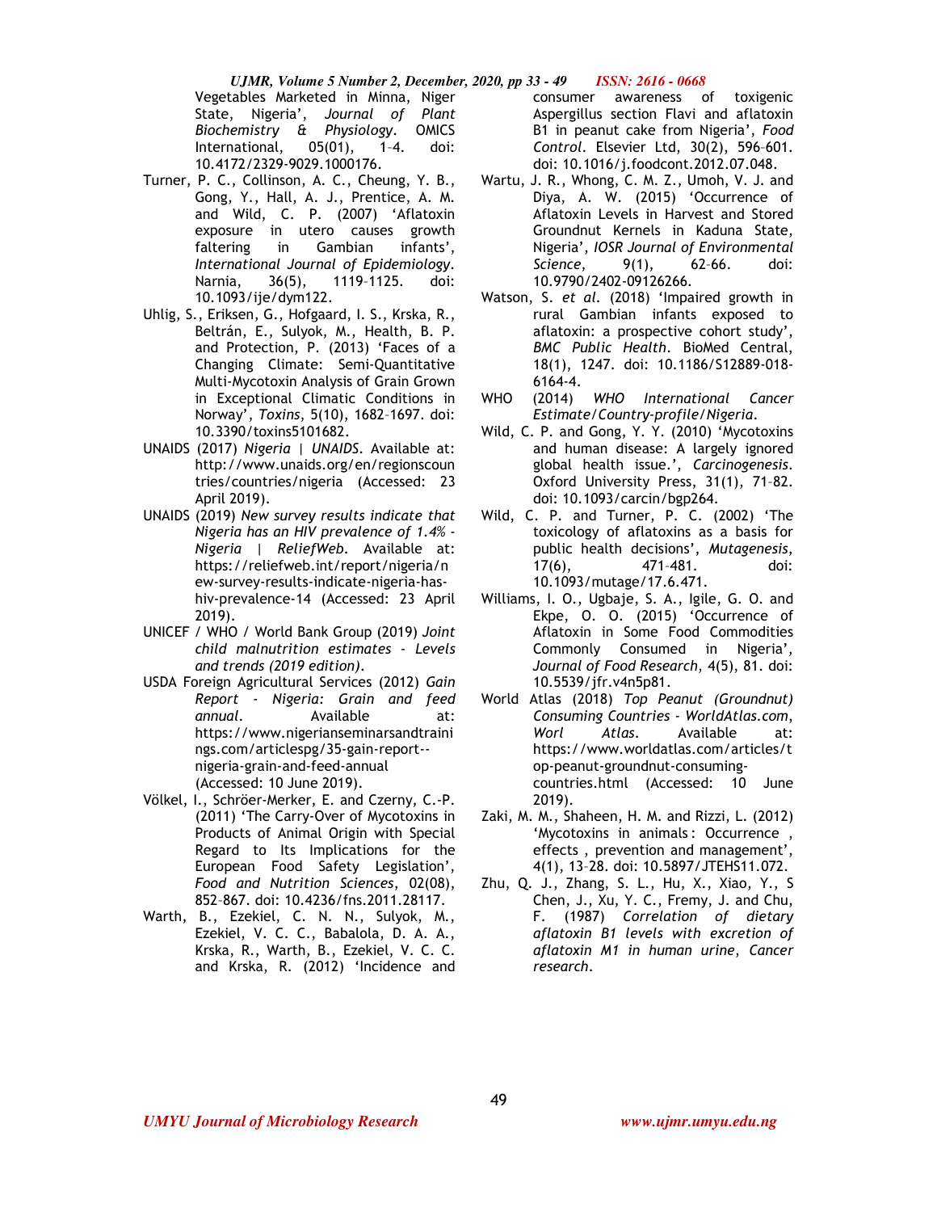Vegetables Marketed in Minna, Niger State, Nigeria', *Journal of Plant Biochemistry & Physiology*. OMICS International, 05(01), 1–4. doi: 10.4172/2329-9029.1000176.

Turner, P. C., Collinson, A. C., Cheung, Y. B., Gong, Y., Hall, A. J., Prentice, A. M. and Wild, C. P. (2007) 'Aflatoxin exposure in utero causes growth faltering in Gambian infants', *International Journal of Epidemiology*. Narnia, 36(5), 1119–1125. doi: 10.1093/ije/dym122.

Uhlig, S., Eriksen, G., Hofgaard, I. S., Krska, R., Beltrán, E., Sulyok, M., Health, B. P. and Protection, P. (2013) 'Faces of a Changing Climate: Semi-Quantitative Multi-Mycotoxin Analysis of Grain Grown in Exceptional Climatic Conditions in Norway', *Toxins*, 5(10), 1682–1697. doi: 10.3390/toxins5101682.

UNAIDS (2017) *Nigeria | UNAIDS*. Available at: http://www.unaids.org/en/regionscountries/countries/nigeria (Accessed: 23 April 2019).

UNAIDS (2019) *New survey results indicate that Nigeria has an HIV prevalence of 1.4% - Nigeria | ReliefWeb*. Available at: https://reliefweb.int/report/nigeria/new-survey-results-indicate-nigeria-has-hiv-prevalence-14 (Accessed: 23 April 2019).

UNICEF / WHO / World Bank Group (2019) *Joint child malnutrition estimates - Levels and trends (2019 edition)*.

USDA Foreign Agricultural Services (2012) *Gain Report - Nigeria: Grain and feed annual*. Available at: https://www.nigerianseminarsandtrainings.com/articlespg/35-gain-report--nigeria-grain-and-feed-annual (Accessed: 10 June 2019).

Völkel, I., Schröer-Merker, E. and Czerny, C.-P. (2011) 'The Carry-Over of Mycotoxins in Products of Animal Origin with Special Regard to Its Implications for the European Food Safety Legislation', *Food and Nutrition Sciences*, 02(08), 852–867. doi: 10.4236/fns.2011.28117.

Warth, B., Ezekiel, C. N. N., Sulyok, M., Ezekiel, V. C. C., Babalola, D. A. A., Krska, R., Warth, B., Ezekiel, V. C. C. and Krska, R. (2012) 'Incidence and consumer awareness of toxigenic Aspergillus section Flavi and aflatoxin B1 in peanut cake from Nigeria', *Food Control*. Elsevier Ltd, 30(2), 596–601. doi: 10.1016/j.foodcont.2012.07.048.

Wartu, J. R., Whong, C. M. Z., Umoh, V. J. and Diya, A. W. (2015) 'Occurrence of Aflatoxin Levels in Harvest and Stored Groundnut Kernels in Kaduna State, Nigeria', *IOSR Journal of Environmental Science*, 9(1), 62–66. doi: 10.9790/2402-09126266.

Watson, S. *et al*. (2018) 'Impaired growth in rural Gambian infants exposed to aflatoxin: a prospective cohort study', *BMC Public Health*. BioMed Central, 18(1), 1247. doi: 10.1186/S12889-018-6164-4.

WHO (2014) *WHO International Cancer Estimate/Country-profile/Nigeria*.

Wild, C. P. and Gong, Y. Y. (2010) 'Mycotoxins and human disease: A largely ignored global health issue.', *Carcinogenesis*. Oxford University Press, 31(1), 71–82. doi: 10.1093/carcin/bgp264.

Wild, C. P. and Turner, P. C. (2002) 'The toxicology of aflatoxins as a basis for public health decisions', *Mutagenesis*, 17(6), 471–481. doi: 10.1093/mutage/17.6.471.

Williams, I. O., Ugbaje, S. A., Igile, G. O. and Ekpe, O. O. (2015) 'Occurrence of Aflatoxin in Some Food Commodities Commonly Consumed in Nigeria', *Journal of Food Research*, 4(5), 81. doi: 10.5539/jfr.v4n5p81.

World Atlas (2018) *Top Peanut (Groundnut) Consuming Countries - WorldAtlas.com, Worl Atlas*. Available at: https://www.worldatlas.com/articles/top-peanut-groundnut-consuming-countries.html (Accessed: 10 June 2019).

Zaki, M. M., Shaheen, H. M. and Rizzi, L. (2012) 'Mycotoxins in animals : Occurrence , effects , prevention and management', 4(1), 13–28. doi: 10.5897/JTEHS11.072.

Zhu, Q. J., Zhang, S. L., Hu, X., Xiao, Y., S Chen, J., Xu, Y. C., Fremy, J. and Chu, F. (1987) *Correlation of dietary aflatoxin B1 levels with excretion of aflatoxin M1 in human urine, Cancer research*.